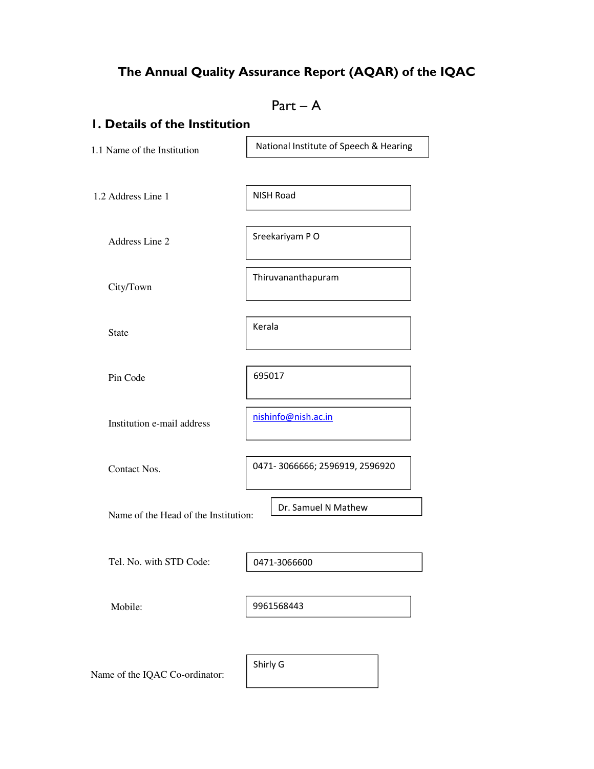# The Annual Quality Assurance Report (AQAR) of the IQAC

## Part – A

## 1. Details of the Institution

| | |
|---|---|
| 1.1 Name of the Institution | National Institute of Speech & Hearing |
| 1.2 Address Line 1 | NISH Road |
| Address Line 2 | Sreekariyam P O |
| City/Town | Thiruvananthapuram |
| State | Kerala |
| Pin Code | 695017 |
| Institution e-mail address | nishinfo@nish.ac.in |
| Contact Nos. | 0471- 3066666; 2596919, 2596920 |
| Name of the Head of the Institution: | Dr. Samuel N Mathew |
| Tel. No. with STD Code: | 0471-3066600 |
| Mobile: | 9961568443 |
| Name of the IQAC Co-ordinator: | Shirly G |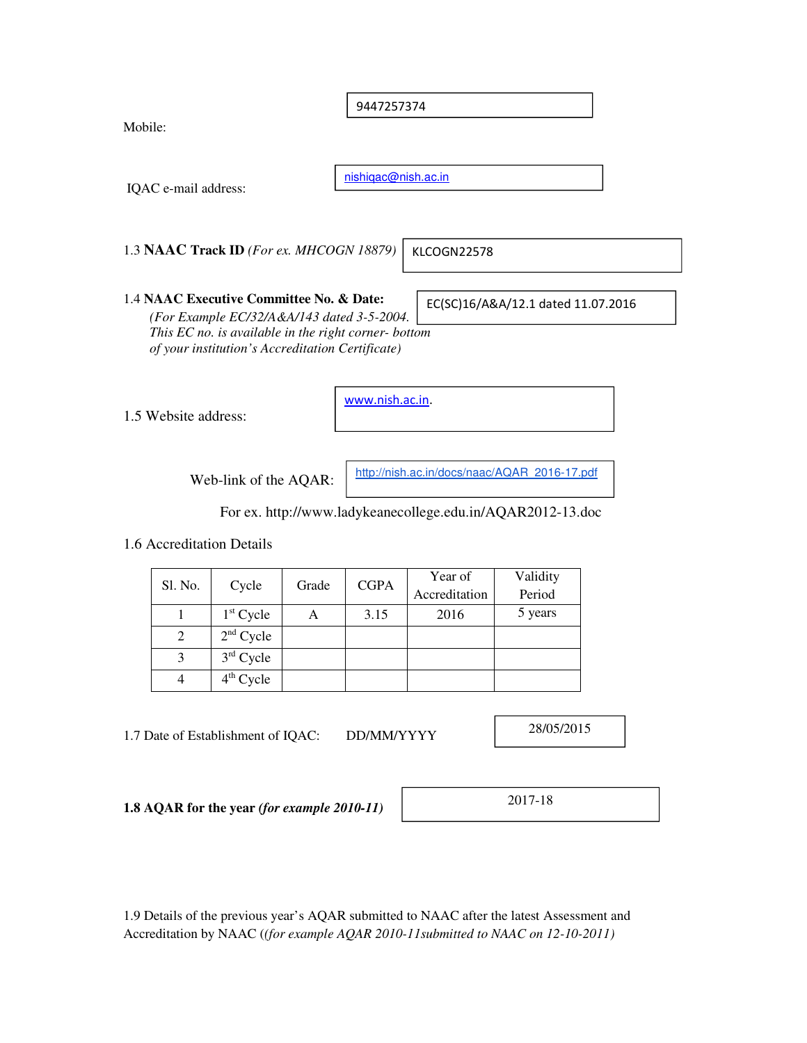Mobile: 9447257374

IQAC e-mail address: nishiqac@nish.ac.in

1.3 **NAAC Track ID** *(For ex. MHCOGN 18879)* KLCOGN22578

1.4 **NAAC Executive Committee No. & Date:** EC(SC)16/A&A/12.1 dated 11.07.2016
*(For Example EC/32/A&A/143 dated 3-5-2004. This EC no. is available in the right corner- bottom of your institution's Accreditation Certificate)*

1.5 Website address: www.nish.ac.in.

Web-link of the AQAR: http://nish.ac.in/docs/naac/AQAR_2016-17.pdf

For ex. http://www.ladykeanecollege.edu.in/AQAR2012-13.doc

1.6 Accreditation Details

| Sl. No. | Cycle | Grade | CGPA | Year of Accreditation | Validity Period |
|---|---|---|---|---|---|
| 1 | 1st Cycle | A | 3.15 | 2016 | 5 years |
| 2 | 2nd Cycle | | | | |
| 3 | 3rd Cycle | | | | |
| 4 | 4th Cycle | | | | |

1.7 Date of Establishment of IQAC: DD/MM/YYYY 28/05/2015

**1.8 AQAR for the year *(for example 2010-11)*** 2017-18

1.9 Details of the previous year's AQAR submitted to NAAC after the latest Assessment and Accreditation by NAAC (*(for example AQAR 2010-11submitted to NAAC on 12-10-2011)*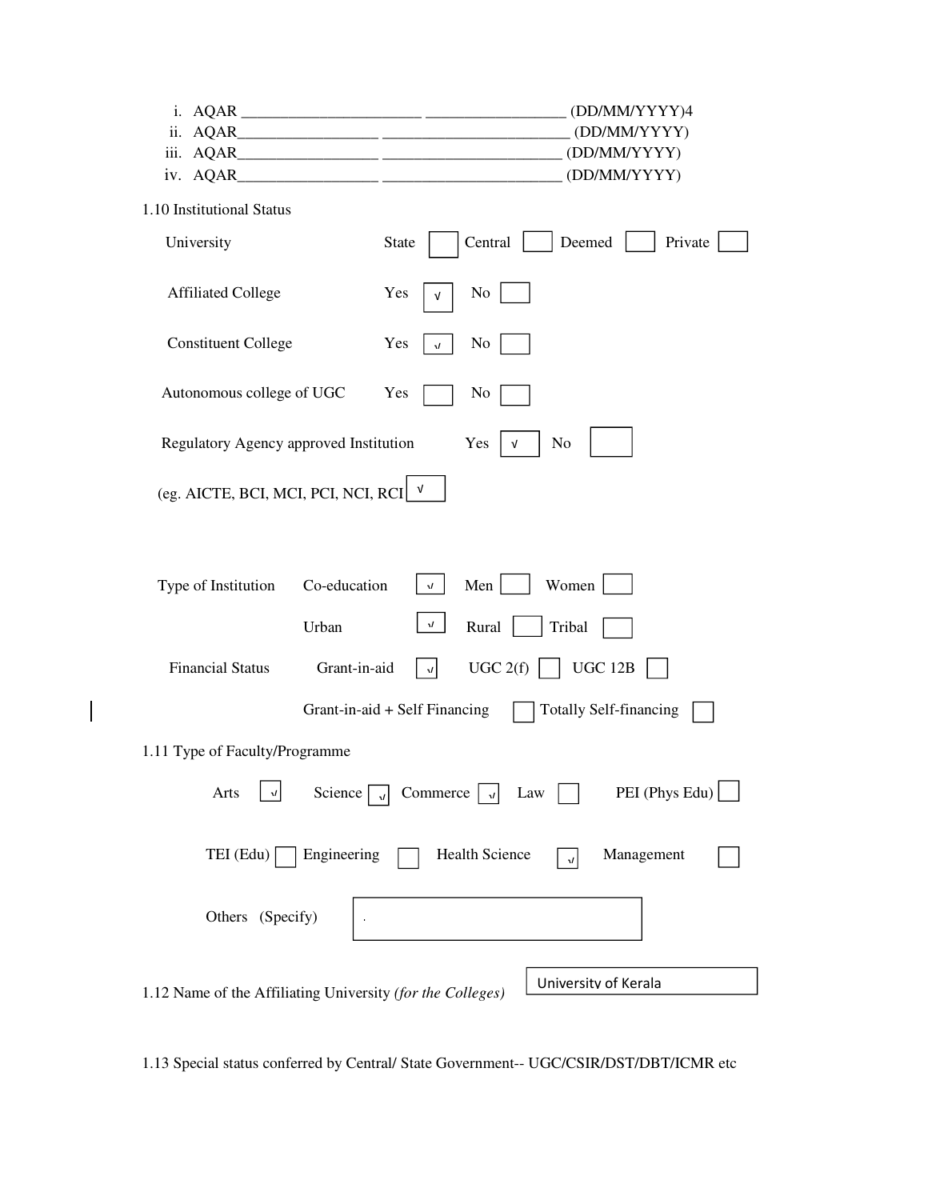i. AQAR _______________________ __________________ (DD/MM/YYYY)4

ii. AQAR__________________ _______________________ (DD/MM/YYYY)

iii. AQAR__________________ _______________________ (DD/MM/YYYY)

iv. AQAR__________________ _______________________ (DD/MM/YYYY)

1.10 Institutional Status

University State [ ] Central [ ] Deemed [ ] Private [ ]

Affiliated College Yes [√] No [ ]

Constituent College Yes [√] No [ ]

Autonomous college of UGC Yes [ ] No [ ]

Regulatory Agency approved Institution Yes [√] No [ ]

(eg. AICTE, BCI, MCI, PCI, NCI, RCI [√]

Type of Institution Co-education [√] Men [ ] Women [ ]

Urban [√] Rural [ ] Tribal [ ]

Financial Status Grant-in-aid [√] UGC 2(f) [ ] UGC 12B [ ]

Grant-in-aid + Self Financing [ ] Totally Self-financing [ ]

1.11 Type of Faculty/Programme

Arts [√] Science [√] Commerce [√] Law [ ] PEI (Phys Edu) [ ]

TEI (Edu) [ ] Engineering [ ] Health Science [√] Management [ ]

Others (Specify) [ . ]

1.12 Name of the Affiliating University *(for the Colleges)* University of Kerala

1.13 Special status conferred by Central/ State Government-- UGC/CSIR/DST/DBT/ICMR etc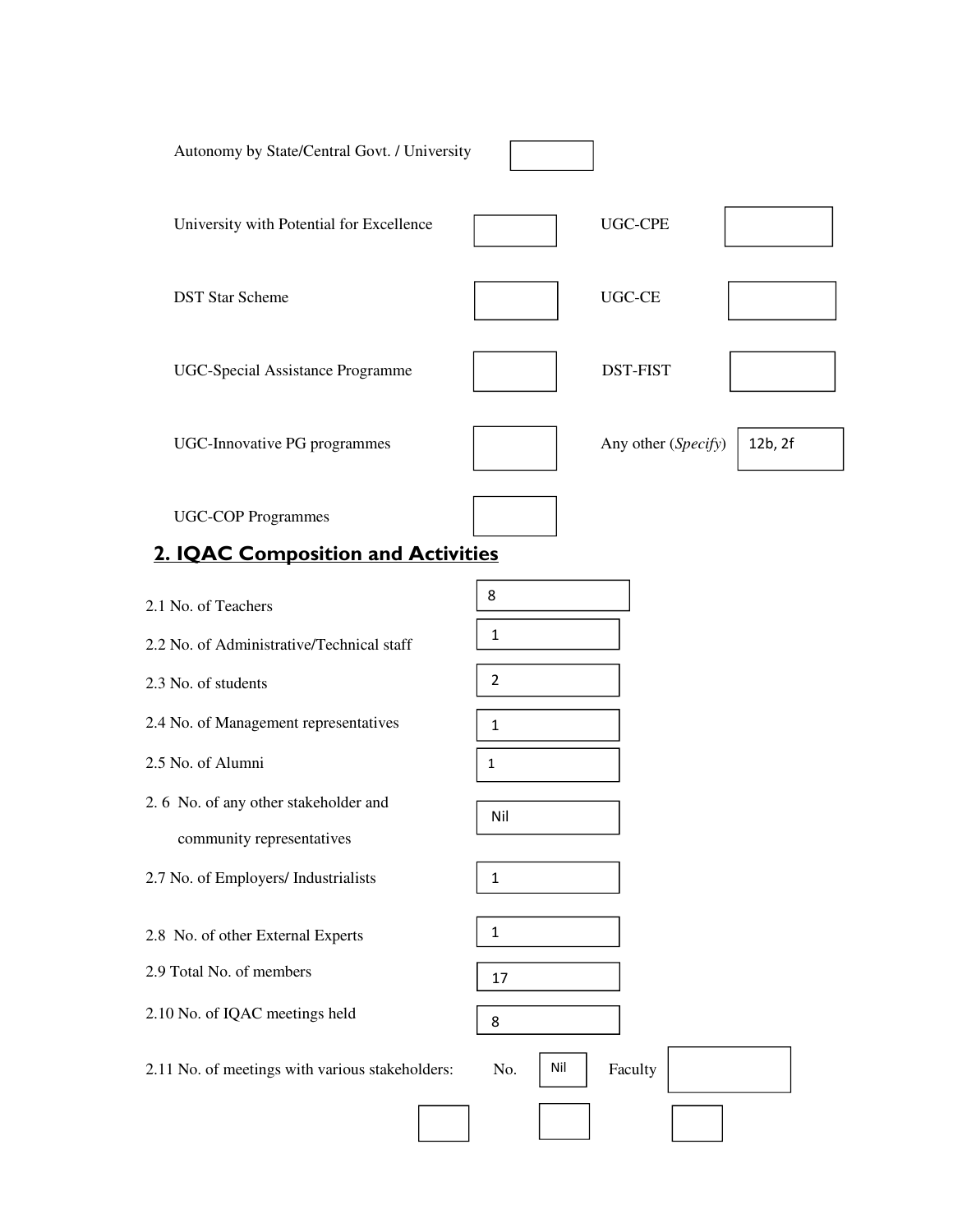Autonomy by State/Central Govt. / University

University with Potential for Excellence | UGC-CPE

DST Star Scheme | UGC-CE

UGC-Special Assistance Programme | DST-FIST

UGC-Innovative PG programmes | Any other (*Specify*) 12b, 2f

UGC-COP Programmes

## 2. IQAC Composition and Activities

| | |
|---|---|
| 2.1 No. of Teachers | 8 |
| 2.2 No. of Administrative/Technical staff | 1 |
| 2.3 No. of students | 2 |
| 2.4 No. of Management representatives | 1 |
| 2.5 No. of Alumni | 1 |
| 2. 6 No. of any other stakeholder and community representatives | Nil |
| 2.7 No. of Employers/ Industrialists | 1 |
| 2.8 No. of other External Experts | 1 |
| 2.9 Total No. of members | 17 |
| 2.10 No. of IQAC meetings held | 8 |

2.11 No. of meetings with various stakeholders: No. Nil Faculty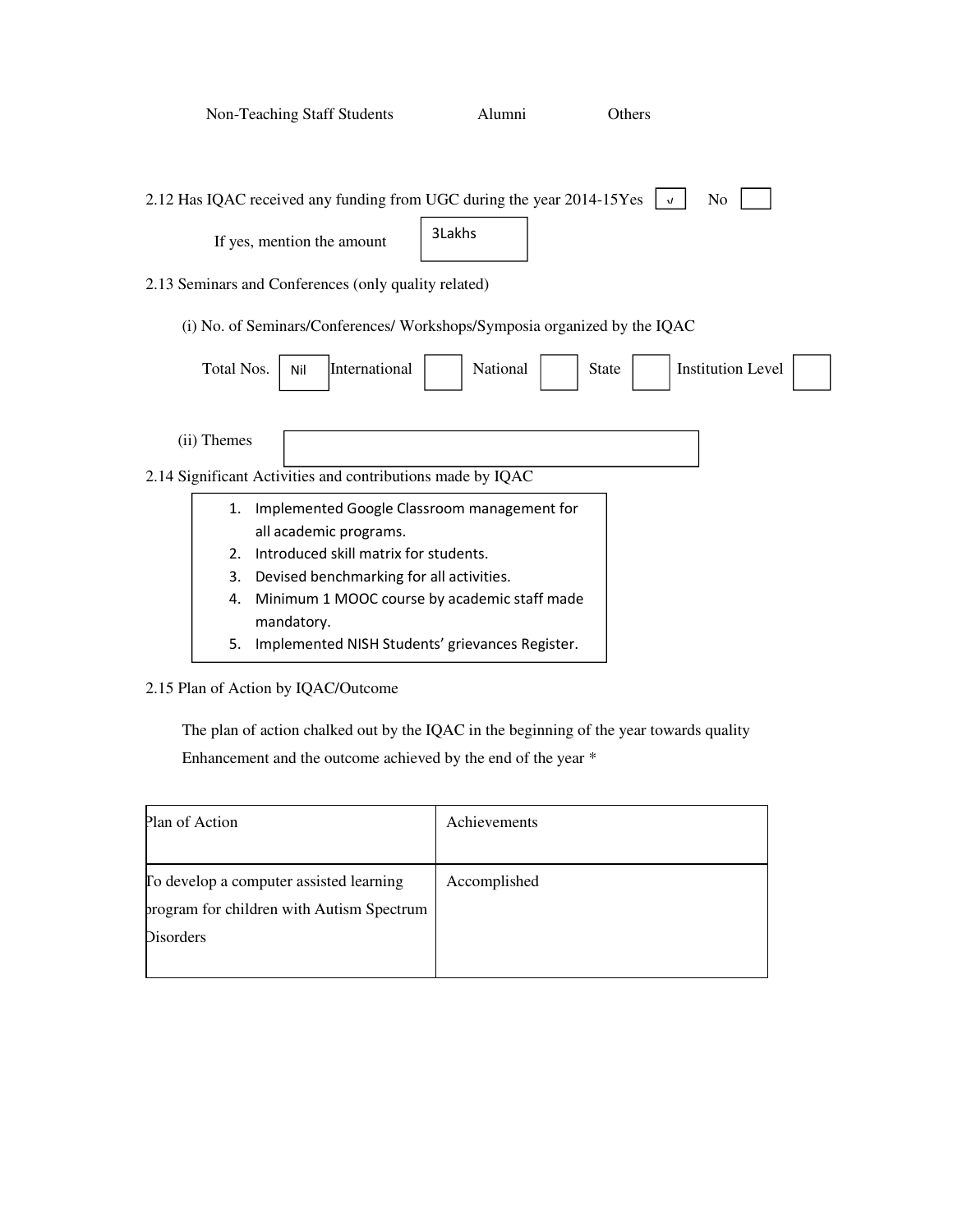Non-Teaching Staff Students Alumni Others

2.12 Has IQAC received any funding from UGC during the year 2014-15 Yes ✓ No

If yes, mention the amount: 3Lakhs

2.13 Seminars and Conferences (only quality related)

(i) No. of Seminars/Conferences/ Workshops/Symposia organized by the IQAC

Total Nos. Nil International National State Institution Level

(ii) Themes

2.14 Significant Activities and contributions made by IQAC

1. Implemented Google Classroom management for all academic programs.
2. Introduced skill matrix for students.
3. Devised benchmarking for all activities.
4. Minimum 1 MOOC course by academic staff made mandatory.
5. Implemented NISH Students' grievances Register.

2.15 Plan of Action by IQAC/Outcome

The plan of action chalked out by the IQAC in the beginning of the year towards quality Enhancement and the outcome achieved by the end of the year *

| Plan of Action | Achievements |
|---|---|
| To develop a computer assisted learning program for children with Autism Spectrum Disorders | Accomplished |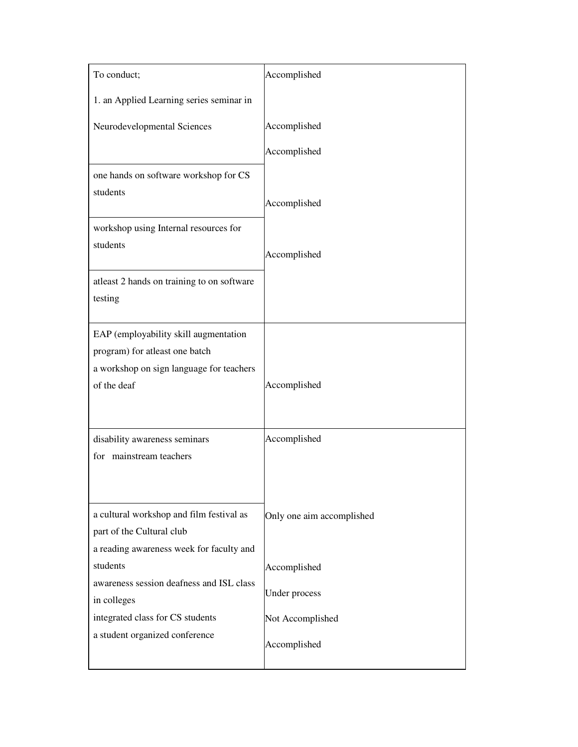| | |
|---|---|
| To conduct;<br><br>1. an Applied Learning series seminar in<br><br>Neurodevelopmental Sciences | Accomplished<br><br><br><br>Accomplished<br><br>Accomplished |
| one hands on software workshop for CS students | Accomplished |
| workshop using Internal resources for students | Accomplished |
| atleast 2 hands on training to on software testing | |
| EAP (employability skill augmentation program) for atleast one batch<br>a workshop on sign language for teachers of the deaf | Accomplished |
| disability awareness seminars for mainstream teachers | Accomplished |
| a cultural workshop and film festival as part of the Cultural club<br>a reading awareness week for faculty and students<br>awareness session deafness and ISL class in colleges<br>integrated class for CS students<br>a student organized conference | Only one aim accomplished<br><br>Accomplished<br><br>Under process<br><br>Not Accomplished<br><br>Accomplished |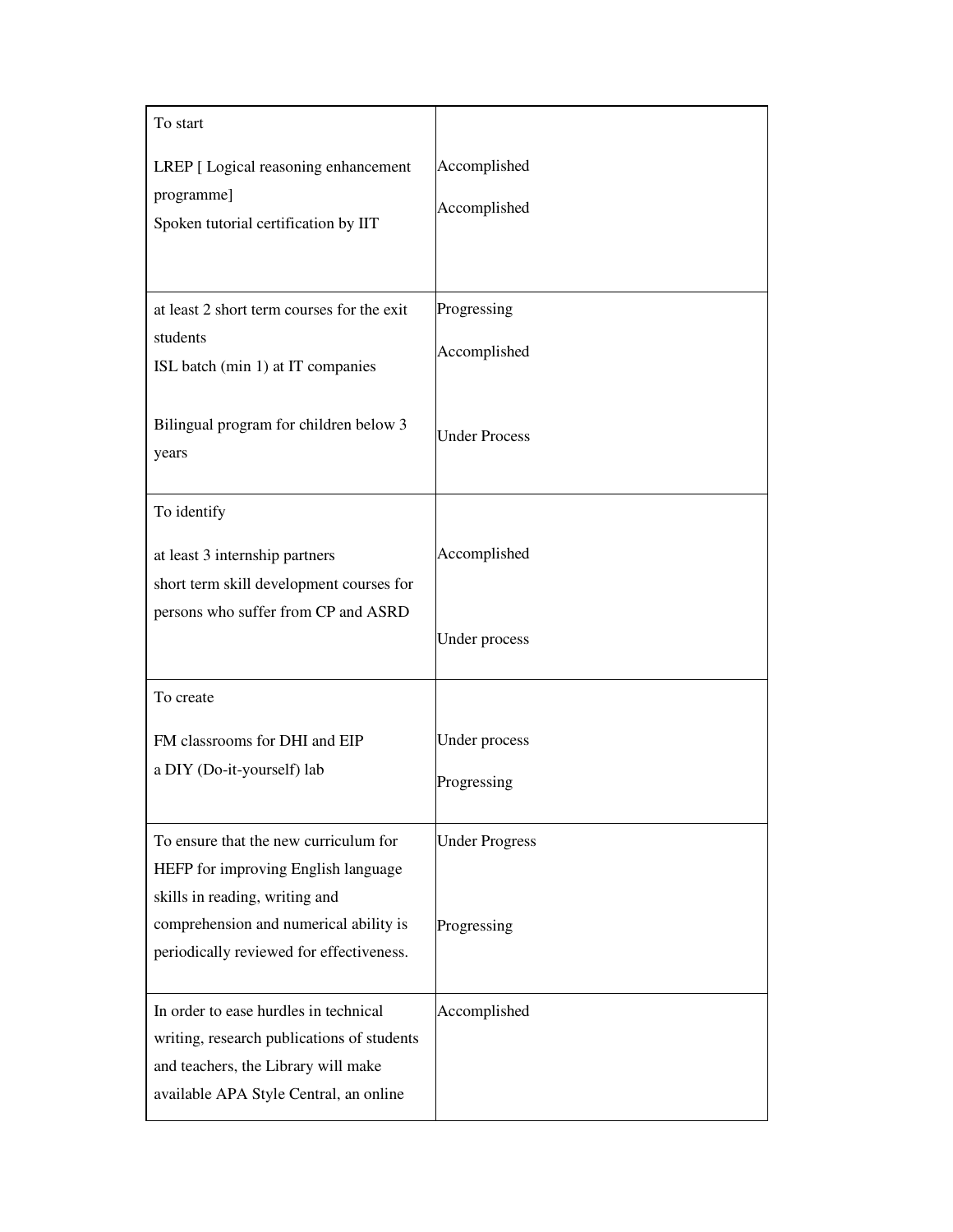| | |
|---|---|
| To start<br><br>LREP [ Logical reasoning enhancement programme]<br>Spoken tutorial certification by IIT | Accomplished<br><br>Accomplished |
| at least 2 short term courses for the exit students<br>ISL batch (min 1) at IT companies<br><br>Bilingual program for children below 3 years | Progressing<br><br>Accomplished<br><br>Under Process |
| To identify<br><br>at least 3 internship partners<br>short term skill development courses for persons who suffer from CP and ASRD | Accomplished<br><br>Under process |
| To create<br><br>FM classrooms for DHI and EIP<br>a DIY (Do-it-yourself) lab | Under process<br><br>Progressing |
| To ensure that the new curriculum for HEFP for improving English language skills in reading, writing and comprehension and numerical ability is periodically reviewed for effectiveness. | Under Progress<br><br>Progressing |
| In order to ease hurdles in technical writing, research publications of students and teachers, the Library will make available APA Style Central, an online | Accomplished |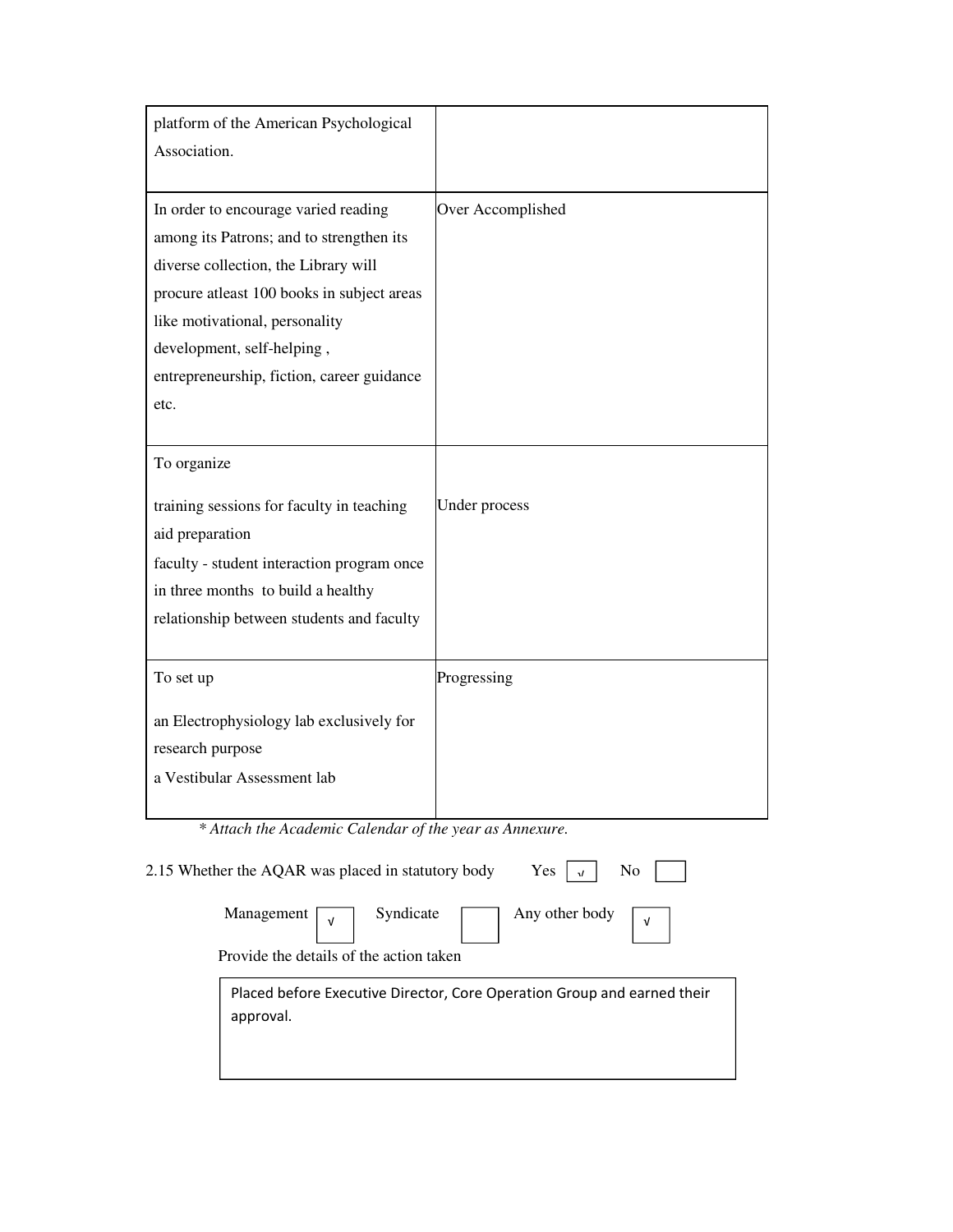| | |
|---|---|
| platform of the American Psychological Association. | |
| In order to encourage varied reading among its Patrons; and to strengthen its diverse collection, the Library will procure atleast 100 books in subject areas like motivational, personality development, self-helping , entrepreneurship, fiction, career guidance etc. | Over Accomplished |
| To organize<br><br>training sessions for faculty in teaching aid preparation<br>faculty - student interaction program once in three months to build a healthy relationship between students and faculty | Under process |
| To set up<br><br>an Electrophysiology lab exclusively for research purpose<br>a Vestibular Assessment lab | Progressing |

*\* Attach the Academic Calendar of the year as Annexure.*

2.15 Whether the AQAR was placed in statutory body Yes [√] No [ ]

Management [√] Syndicate [ ] Any other body [√]

Provide the details of the action taken

> Placed before Executive Director, Core Operation Group and earned their approval.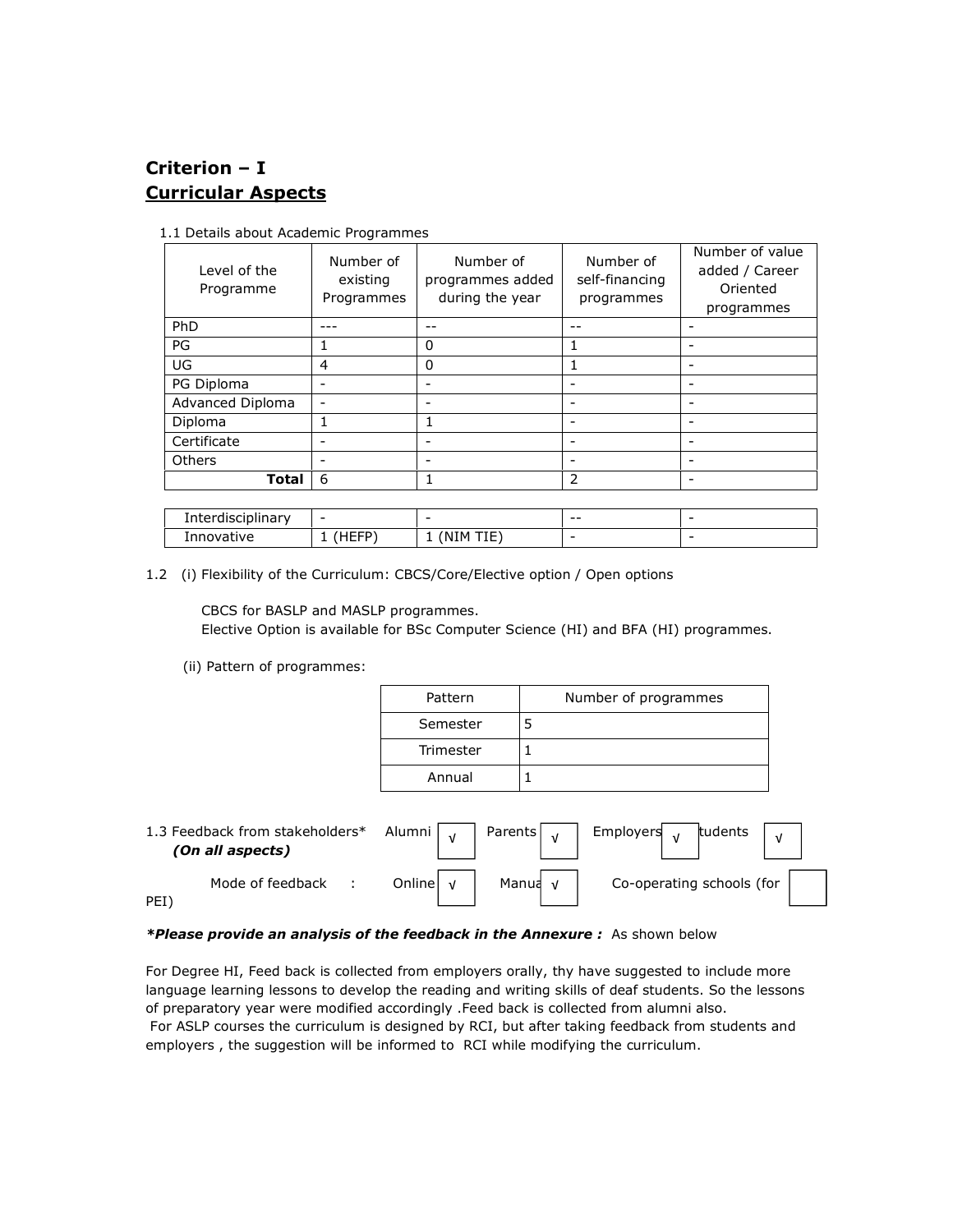# Criterion – I

## Curricular Aspects

1.1 Details about Academic Programmes

| Level of the Programme | Number of existing Programmes | Number of programmes added during the year | Number of self-financing programmes | Number of value added / Career Oriented programmes |
|---|---|---|---|---|
| PhD | --- | -- | -- | - |
| PG | 1 | 0 | 1 | - |
| UG | 4 | 0 | 1 | - |
| PG Diploma | - | - | - | - |
| Advanced Diploma | - | - | - | - |
| Diploma | 1 | 1 | - | - |
| Certificate | - | - | - | - |
| Others | - | - | - | - |
| **Total** | 6 | 1 | 2 | - |
| Interdisciplinary | - | - | -- | - |
| Innovative | 1 (HEFP) | 1 (NIM TIE) | - | - |

1.2 (i) Flexibility of the Curriculum: CBCS/Core/Elective option / Open options

CBCS for BASLP and MASLP programmes.
Elective Option is available for BSc Computer Science (HI) and BFA (HI) programmes.

(ii) Pattern of programmes:

| Pattern | Number of programmes |
|---|---|
| Semester | 5 |
| Trimester | 1 |
| Annual | 1 |

1.3 Feedback from stakeholders* *(On all aspects)*   Alumni √   Parents √   Employers √   Students √

Mode of feedback : Online √   Manual √   Co-operating schools (for PEI)

***Please provide an analysis of the feedback in the Annexure :*** As shown below

For Degree HI, Feed back is collected from employers orally, thy have suggested to include more language learning lessons to develop the reading and writing skills of deaf students. So the lessons of preparatory year were modified accordingly .Feed back is collected from alumni also.
For ASLP courses the curriculum is designed by RCI, but after taking feedback from students and employers , the suggestion will be informed to RCI while modifying the curriculum.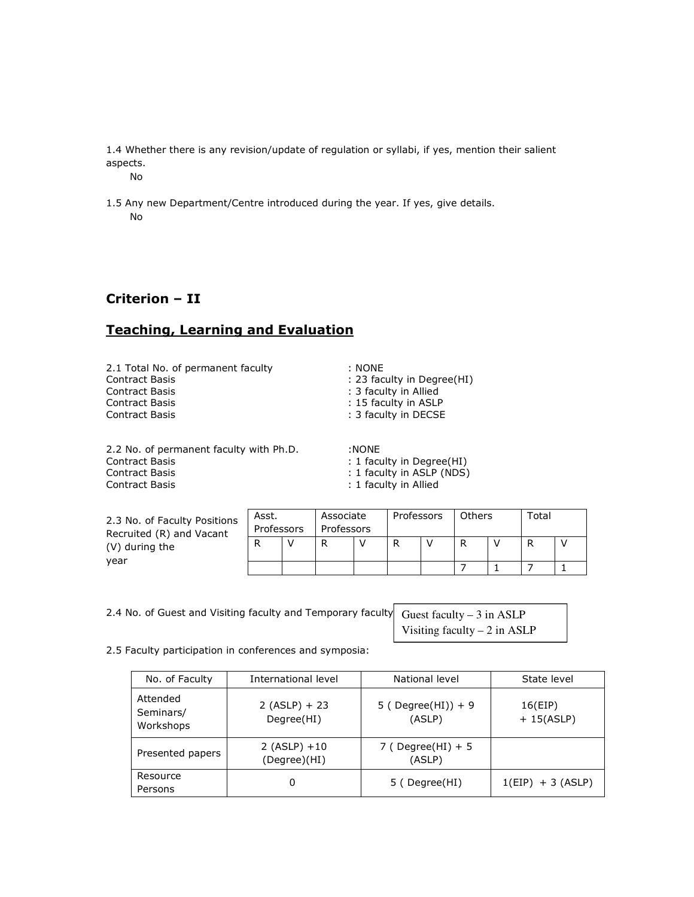1.4 Whether there is any revision/update of regulation or syllabi, if yes, mention their salient aspects.

No

1.5 Any new Department/Centre introduced during the year. If yes, give details.

No

## Criterion – II

## Teaching, Learning and Evaluation

2.1 Total No. of permanent faculty : NONE
Contract Basis : 23 faculty in Degree(HI)
Contract Basis : 3 faculty in Allied
Contract Basis : 15 faculty in ASLP
Contract Basis : 3 faculty in DECSE

2.2 No. of permanent faculty with Ph.D. :NONE
Contract Basis : 1 faculty in Degree(HI)
Contract Basis : 1 faculty in ASLP (NDS)
Contract Basis : 1 faculty in Allied

2.3 No. of Faculty Positions Recruited (R) and Vacant (V) during the year

| Asst. Professors | | Associate Professors | | Professors | | Others | | Total | |
|---|---|---|---|---|---|---|---|---|---|
| R | V | R | V | R | V | R | V | R | V |
| | | | | | | 7 | 1 | 7 | 1 |

2.4 No. of Guest and Visiting faculty and Temporary faculty

Guest faculty – 3 in ASLP
Visiting faculty – 2 in ASLP

2.5 Faculty participation in conferences and symposia:

| No. of Faculty | International level | National level | State level |
|---|---|---|---|
| Attended Seminars/ Workshops | 2 (ASLP) + 23 Degree(HI) | 5 ( Degree(HI)) + 9 (ASLP) | 16(EIP) + 15(ASLP) |
| Presented papers | 2 (ASLP) +10 (Degree)(HI) | 7 ( Degree(HI) + 5 (ASLP) | |
| Resource Persons | 0 | 5 ( Degree(HI) | 1(EIP) + 3 (ASLP) |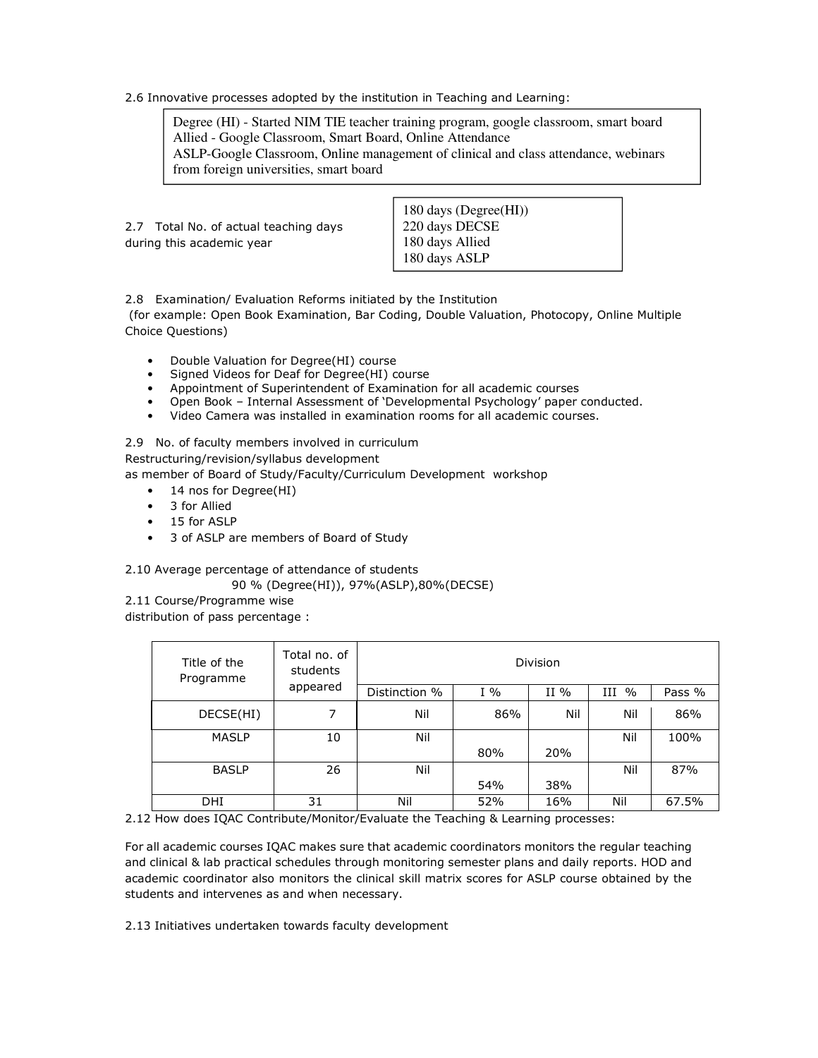2.6 Innovative processes adopted by the institution in Teaching and Learning:

Degree (HI) - Started NIM TIE teacher training program, google classroom, smart board
Allied - Google Classroom, Smart Board, Online Attendance
ASLP-Google Classroom, Online management of clinical and class attendance, webinars from foreign universities, smart board

2.7 Total No. of actual teaching days during this academic year

180 days (Degree(HI))
220 days DECSE
180 days Allied
180 days ASLP

2.8 Examination/ Evaluation Reforms initiated by the Institution
(for example: Open Book Examination, Bar Coding, Double Valuation, Photocopy, Online Multiple Choice Questions)

- Double Valuation for Degree(HI) course
- Signed Videos for Deaf for Degree(HI) course
- Appointment of Superintendent of Examination for all academic courses
- Open Book – Internal Assessment of 'Developmental Psychology' paper conducted.
- Video Camera was installed in examination rooms for all academic courses.

2.9 No. of faculty members involved in curriculum Restructuring/revision/syllabus development as member of Board of Study/Faculty/Curriculum Development workshop

- 14 nos for Degree(HI)
- 3 for Allied
- 15 for ASLP
- 3 of ASLP are members of Board of Study

2.10 Average percentage of attendance of students

90 % (Degree(HI)), 97%(ASLP),80%(DECSE)

2.11 Course/Programme wise distribution of pass percentage :

| Title of the Programme | Total no. of students appeared | Division | | | | |
|---|---|---|---|---|---|---|
| | | Distinction % | I % | II % | III % | Pass % |
| DECSE(HI) | 7 | Nil | 86% | Nil | Nil | 86% |
| MASLP | 10 | Nil | 80% | 20% | Nil | 100% |
| BASLP | 26 | Nil | 54% | 38% | Nil | 87% |
| DHI | 31 | Nil | 52% | 16% | Nil | 67.5% |

2.12 How does IQAC Contribute/Monitor/Evaluate the Teaching & Learning processes:

For all academic courses IQAC makes sure that academic coordinators monitors the regular teaching and clinical & lab practical schedules through monitoring semester plans and daily reports. HOD and academic coordinator also monitors the clinical skill matrix scores for ASLP course obtained by the students and intervenes as and when necessary.

2.13 Initiatives undertaken towards faculty development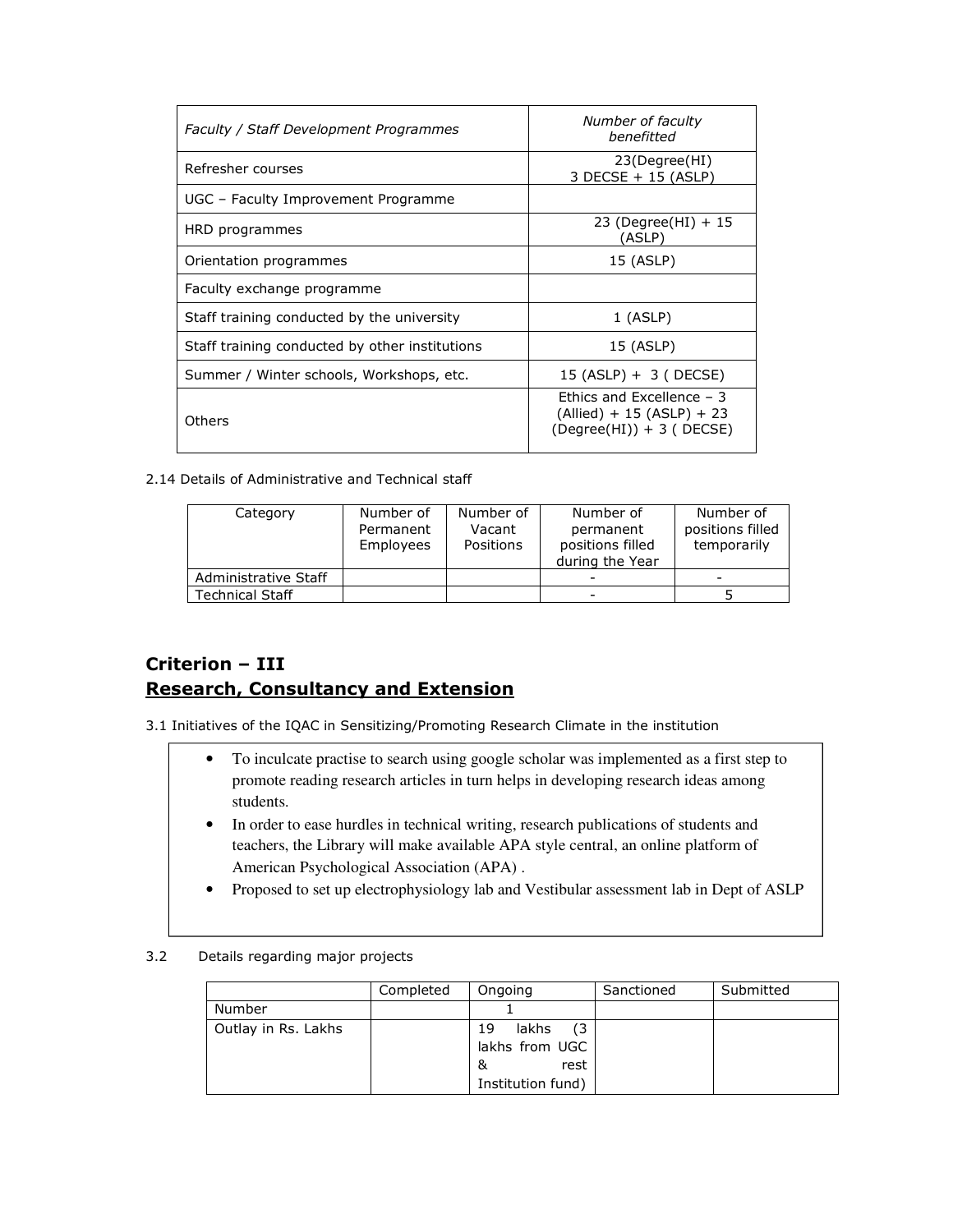| *Faculty / Staff Development Programmes* | *Number of faculty benefitted* |
|---|---|
| Refresher courses | 23(Degree(HI) 3 DECSE + 15 (ASLP) |
| UGC – Faculty Improvement Programme | |
| HRD programmes | 23 (Degree(HI) + 15 (ASLP) |
| Orientation programmes | 15 (ASLP) |
| Faculty exchange programme | |
| Staff training conducted by the university | 1 (ASLP) |
| Staff training conducted by other institutions | 15 (ASLP) |
| Summer / Winter schools, Workshops, etc. | 15 (ASLP) + 3 ( DECSE) |
| Others | Ethics and Excellence – 3 (Allied) + 15 (ASLP) + 23 (Degree(HI)) + 3 ( DECSE) |

2.14 Details of Administrative and Technical staff

| Category | Number of Permanent Employees | Number of Vacant Positions | Number of permanent positions filled during the Year | Number of positions filled temporarily |
|---|---|---|---|---|
| Administrative Staff | | | - | - |
| Technical Staff | | | - | 5 |

## Criterion – III
## Research, Consultancy and Extension

3.1 Initiatives of the IQAC in Sensitizing/Promoting Research Climate in the institution

- To inculcate practise to search using google scholar was implemented as a first step to promote reading research articles in turn helps in developing research ideas among students.
- In order to ease hurdles in technical writing, research publications of students and teachers, the Library will make available APA style central, an online platform of American Psychological Association (APA) .
- Proposed to set up electrophysiology lab and Vestibular assessment lab in Dept of ASLP

3.2 Details regarding major projects

| | Completed | Ongoing | Sanctioned | Submitted |
|---|---|---|---|---|
| Number | | 1 | | |
| Outlay in Rs. Lakhs | | 19 lakhs (3 lakhs from UGC & rest Institution fund) | | |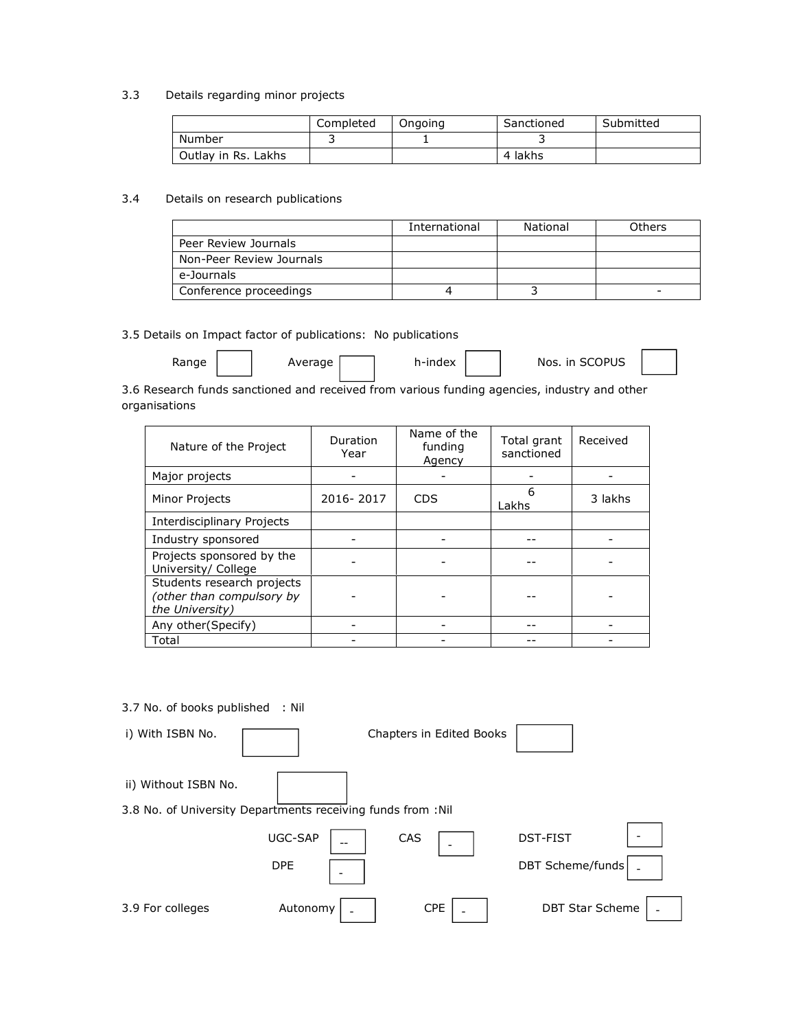3.3 Details regarding minor projects

| | Completed | Ongoing | Sanctioned | Submitted |
|---|---|---|---|---|
| Number | 3 | 1 | 3 | |
| Outlay in Rs. Lakhs | | | 4 lakhs | |

3.4 Details on research publications

| | International | National | Others |
|---|---|---|---|
| Peer Review Journals | | | |
| Non-Peer Review Journals | | | |
| e-Journals | | | |
| Conference proceedings | 4 | 3 | - |

3.5 Details on Impact factor of publications: No publications

Range | Average | h-index | Nos. in SCOPUS

3.6 Research funds sanctioned and received from various funding agencies, industry and other organisations

| Nature of the Project | Duration Year | Name of the funding Agency | Total grant sanctioned | Received |
|---|---|---|---|---|
| Major projects | - | - | - | - |
| Minor Projects | 2016- 2017 | CDS | 6 Lakhs | 3 lakhs |
| Interdisciplinary Projects | | | | |
| Industry sponsored | - | - | -- | - |
| Projects sponsored by the University/ College | - | - | -- | - |
| Students research projects *(other than compulsory by the University)* | - | - | -- | - |
| Any other(Specify) | - | - | -- | - |
| Total | - | - | -- | - |

3.7 No. of books published : Nil

i) With ISBN No. | Chapters in Edited Books

ii) Without ISBN No.

3.8 No. of University Departments receiving funds from :Nil

| | | | | | |
|---|---|---|---|---|---|
| UGC-SAP | -- | CAS | - | DST-FIST | - |
| DPE | - | | | DBT Scheme/funds | - |

3.9 For colleges

| | | | | | |
|---|---|---|---|---|---|
| Autonomy | - | CPE | - | DBT Star Scheme | - |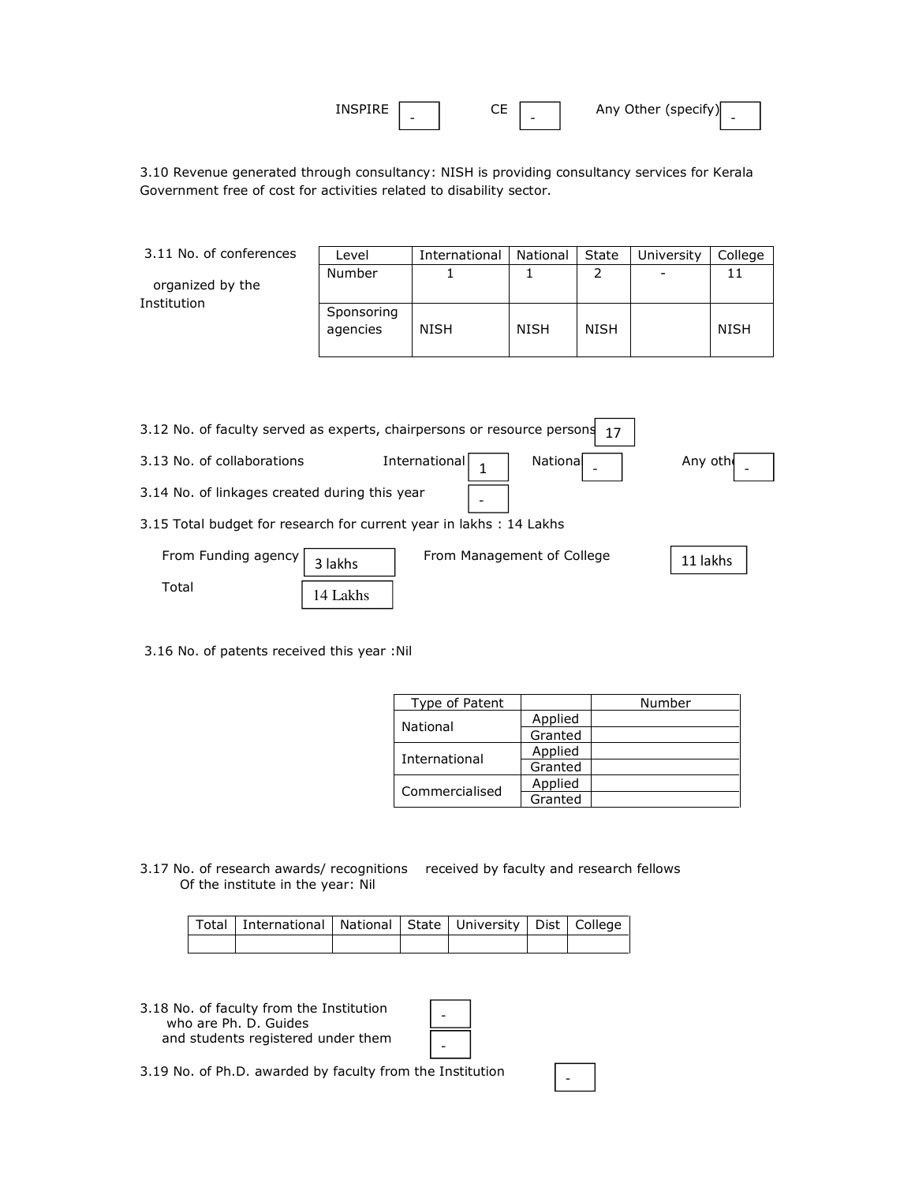INSPIRE | - | CE | - | Any Other (specify) | -

3.10 Revenue generated through consultancy: NISH is providing consultancy services for Kerala Government free of cost for activities related to disability sector.

3.11 No. of conferences organized by the Institution

| Level | International | National | State | University | College |
|---|---|---|---|---|---|
| Number | 1 | 1 | 2 | - | 11 |
| Sponsoring agencies | NISH | NISH | NISH | | NISH |

3.12 No. of faculty served as experts, chairpersons or resource persons: 17

3.13 No. of collaborations: International: 1 | National: - | Any other: -

3.14 No. of linkages created during this year: -

3.15 Total budget for research for current year in lakhs : 14 Lakhs

From Funding agency: 3 lakhs | From Management of College: 11 lakhs

Total: 14 Lakhs

3.16 No. of patents received this year :Nil

| Type of Patent | | Number |
|---|---|---|
| National | Applied | |
| | Granted | |
| International | Applied | |
| | Granted | |
| Commercialised | Applied | |
| | Granted | |

3.17 No. of research awards/ recognitions received by faculty and research fellows Of the institute in the year: Nil

| Total | International | National | State | University | Dist | College |
|---|---|---|---|---|---|---|
| | | | | | | |

3.18 No. of faculty from the Institution who are Ph. D. Guides: -

and students registered under them: -

3.19 No. of Ph.D. awarded by faculty from the Institution: -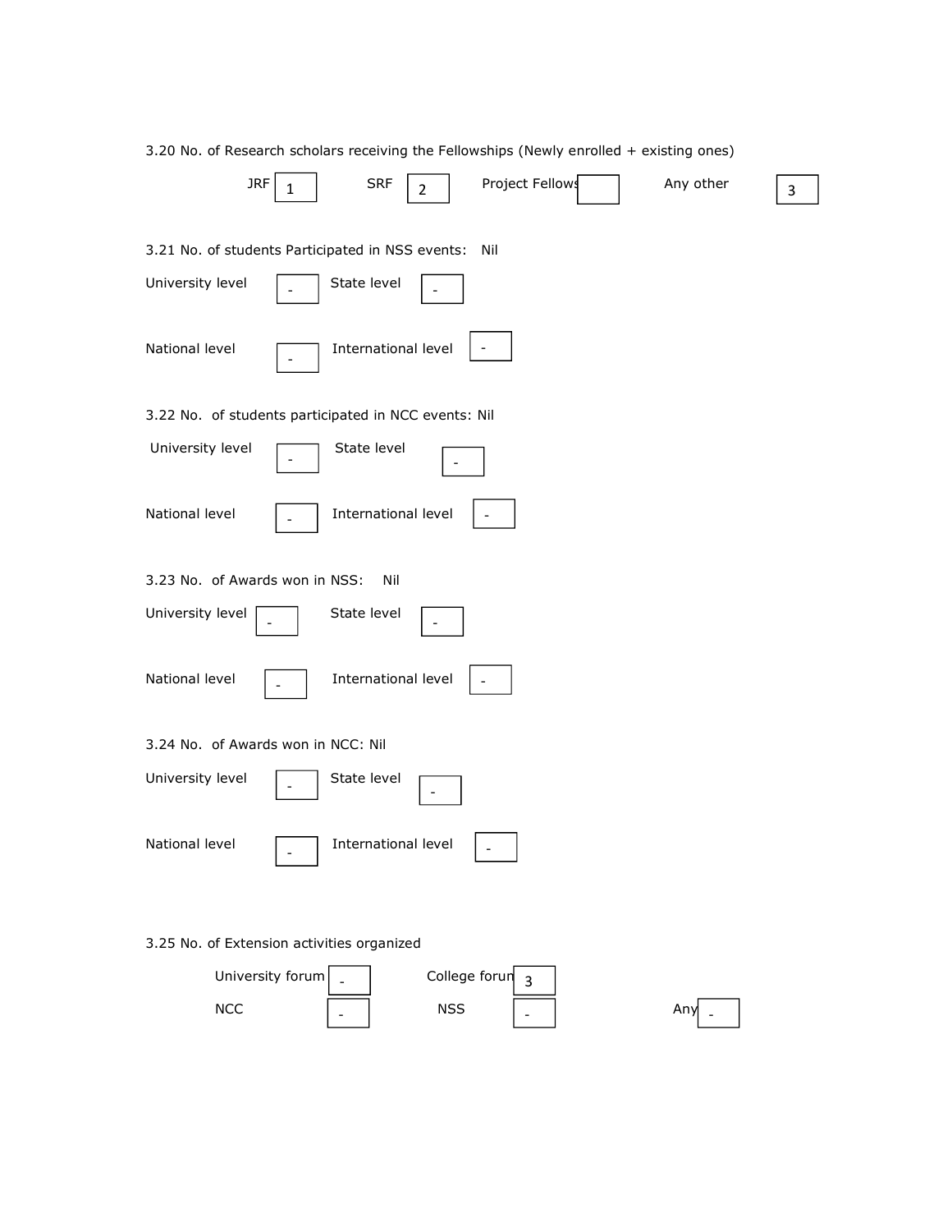3.20 No. of Research scholars receiving the Fellowships (Newly enrolled + existing ones)

| JRF | SRF | Project Fellows | Any other |
|---|---|---|---|
| 1 | 2 | | 3 |

3.21 No. of students Participated in NSS events: Nil

| University level | State level | National level | International level |
|---|---|---|---|
| - | - | - | - |

3.22 No. of students participated in NCC events: Nil

| University level | State level | National level | International level |
|---|---|---|---|
| - | - | - | - |

3.23 No. of Awards won in NSS: Nil

| University level | State level | National level | International level |
|---|---|---|---|
| - | - | - | - |

3.24 No. of Awards won in NCC: Nil

| University level | State level | National level | International level |
|---|---|---|---|
| - | - | - | - |

3.25 No. of Extension activities organized

| University forum | College forum | NCC | NSS | Any |
|---|---|---|---|---|
| - | 3 | - | - | - |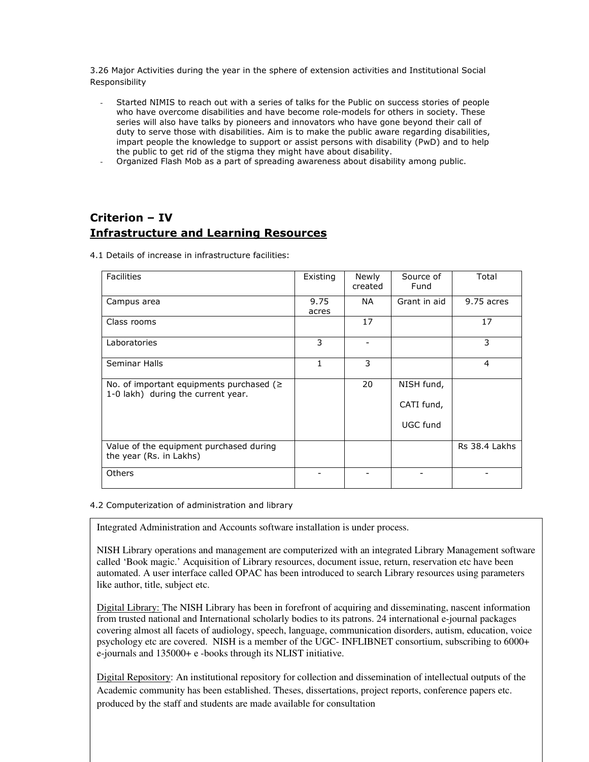3.26 Major Activities during the year in the sphere of extension activities and Institutional Social Responsibility

- Started NIMIS to reach out with a series of talks for the Public on success stories of people who have overcome disabilities and have become role-models for others in society. These series will also have talks by pioneers and innovators who have gone beyond their call of duty to serve those with disabilities. Aim is to make the public aware regarding disabilities, impart people the knowledge to support or assist persons with disability (PwD) and to help the public to get rid of the stigma they might have about disability.
- Organized Flash Mob as a part of spreading awareness about disability among public.

## Criterion – IV

## Infrastructure and Learning Resources

4.1 Details of increase in infrastructure facilities:

| Facilities | Existing | Newly created | Source of Fund | Total |
|---|---|---|---|---|
| Campus area | 9.75 acres | NA | Grant in aid | 9.75 acres |
| Class rooms | | 17 | | 17 |
| Laboratories | 3 | - | | 3 |
| Seminar Halls | 1 | 3 | | 4 |
| No. of important equipments purchased (≥ 1-0 lakh) during the current year. | | 20 | NISH fund, CATI fund, UGC fund | |
| Value of the equipment purchased during the year (Rs. in Lakhs) | | | | Rs 38.4 Lakhs |
| Others | - | - | - | - |

4.2 Computerization of administration and library

Integrated Administration and Accounts software installation is under process.

NISH Library operations and management are computerized with an integrated Library Management software called 'Book magic.' Acquisition of Library resources, document issue, return, reservation etc have been automated. A user interface called OPAC has been introduced to search Library resources using parameters like author, title, subject etc.

Digital Library: The NISH Library has been in forefront of acquiring and disseminating, nascent information from trusted national and International scholarly bodies to its patrons. 24 international e-journal packages covering almost all facets of audiology, speech, language, communication disorders, autism, education, voice psychology etc are covered. NISH is a member of the UGC- INFLIBNET consortium, subscribing to 6000+ e-journals and 135000+ e -books through its NLIST initiative.

Digital Repository: An institutional repository for collection and dissemination of intellectual outputs of the Academic community has been established. Theses, dissertations, project reports, conference papers etc. produced by the staff and students are made available for consultation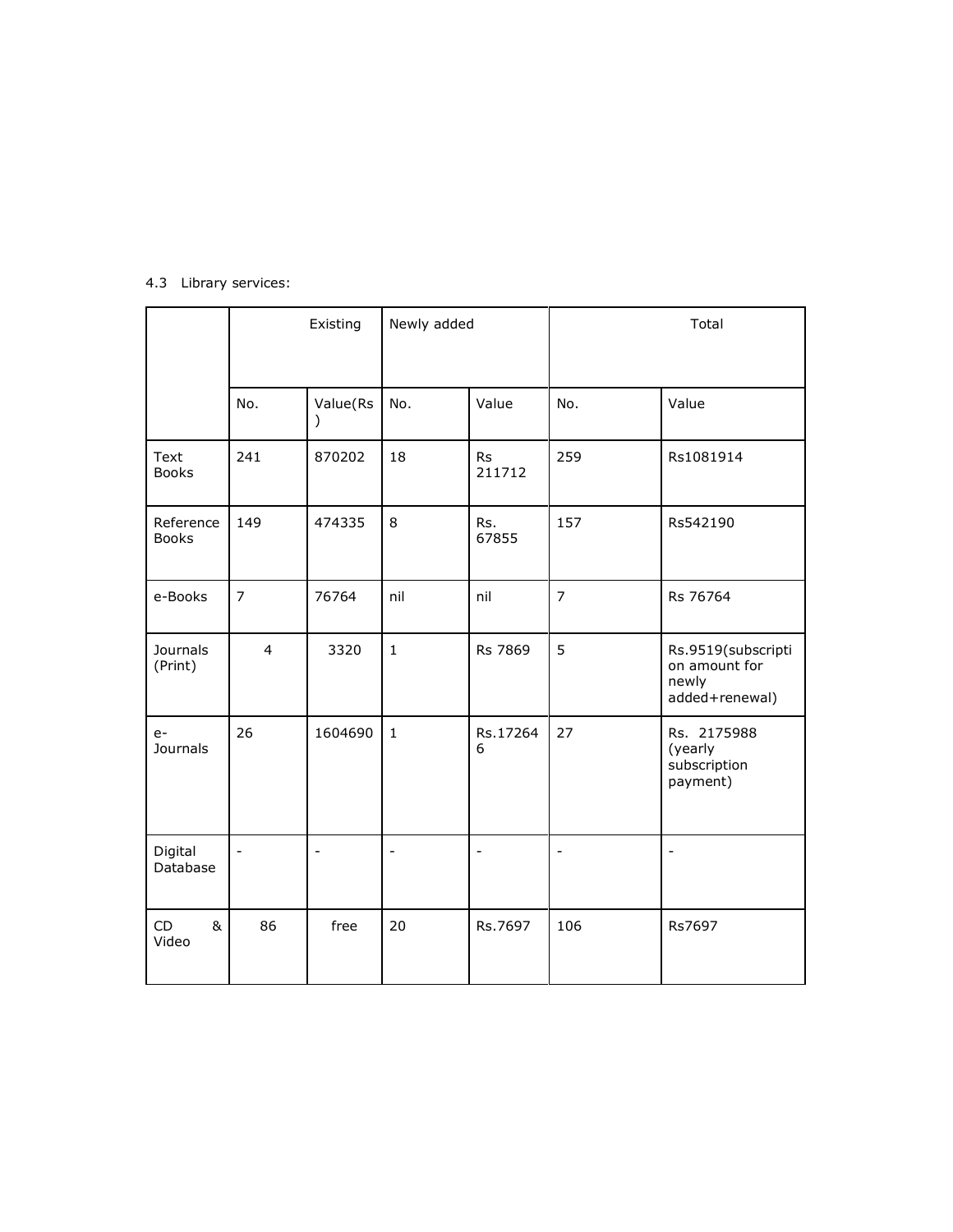4.3 Library services:

| | Existing | | Newly added | | Total | |
|---|---|---|---|---|---|---|
| | No. | Value(Rs) | No. | Value | No. | Value |
| Text Books | 241 | 870202 | 18 | Rs 211712 | 259 | Rs1081914 |
| Reference Books | 149 | 474335 | 8 | Rs. 67855 | 157 | Rs542190 |
| e-Books | 7 | 76764 | nil | nil | 7 | Rs 76764 |
| Journals (Print) | 4 | 3320 | 1 | Rs 7869 | 5 | Rs.9519(subscription amount for newly added+renewal) |
| e-Journals | 26 | 1604690 | 1 | Rs.172646 | 27 | Rs. 2175988 (yearly subscription payment) |
| Digital Database | - | - | - | - | - | - |
| CD & Video | 86 | free | 20 | Rs.7697 | 106 | Rs7697 |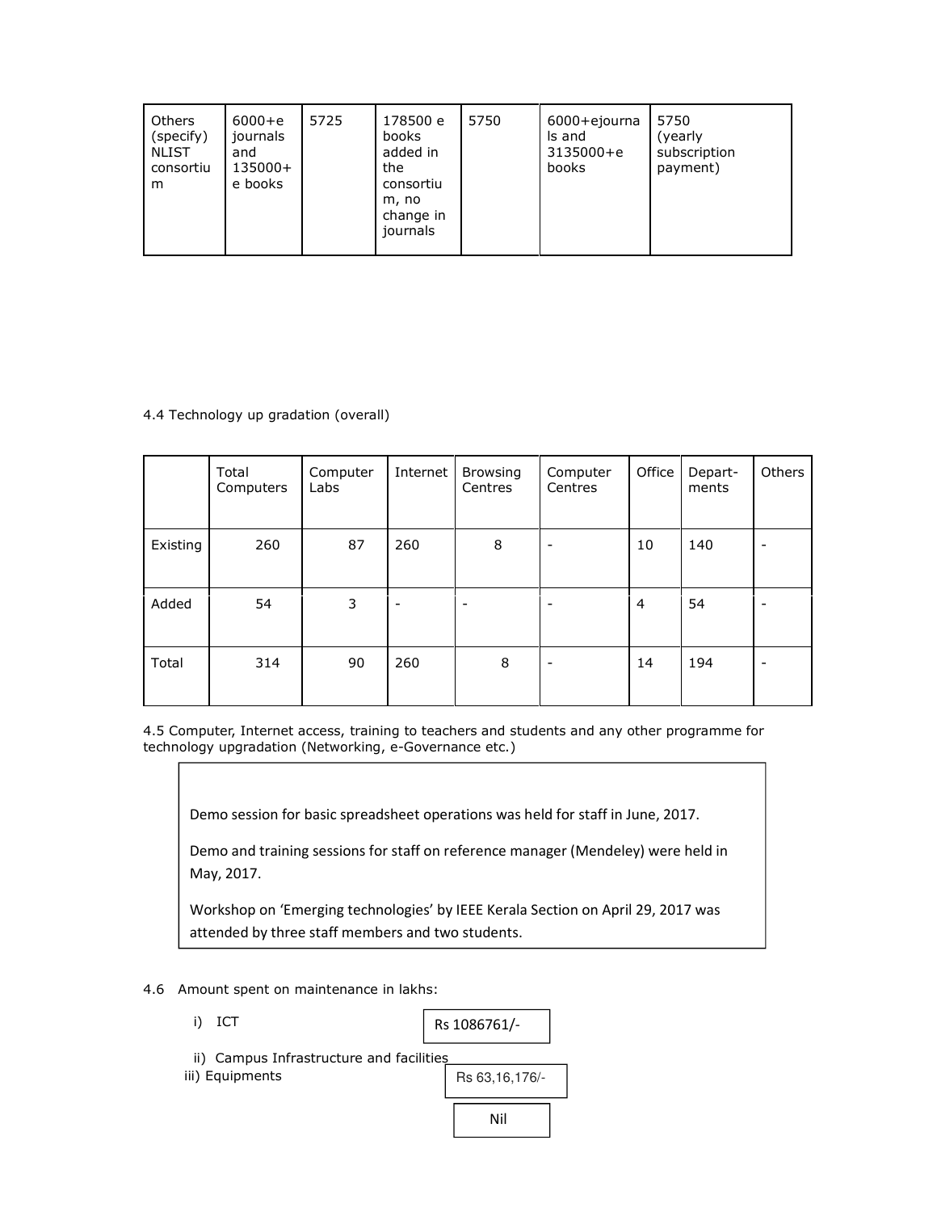| Others (specify) NLIST consortium | 6000+e journals and 135000+ e books | 5725 | 178500 e books added in the consortium, no change in journals | 5750 | 6000+ejournals and 3135000+e books | 5750 (yearly subscription payment) |
|---|---|---|---|---|---|---|

4.4 Technology up gradation (overall)

| | Total Computers | Computer Labs | Internet | Browsing Centres | Computer Centres | Office | Depart-ments | Others |
|---|---|---|---|---|---|---|---|---|
| Existing | 260 | 87 | 260 | 8 | - | 10 | 140 | - |
| Added | 54 | 3 | - | - | - | 4 | 54 | - |
| Total | 314 | 90 | 260 | 8 | - | 14 | 194 | - |

4.5 Computer, Internet access, training to teachers and students and any other programme for technology upgradation (Networking, e-Governance etc.)

Demo session for basic spreadsheet operations was held for staff in June, 2017.

Demo and training sessions for staff on reference manager (Mendeley) were held in May, 2017.

Workshop on 'Emerging technologies' by IEEE Kerala Section on April 29, 2017 was attended by three staff members and two students.

4.6 Amount spent on maintenance in lakhs:

i) ICT — Rs 1086761/-

ii) Campus Infrastructure and facilities — Rs 63,16,176/-

iii) Equipments — Nil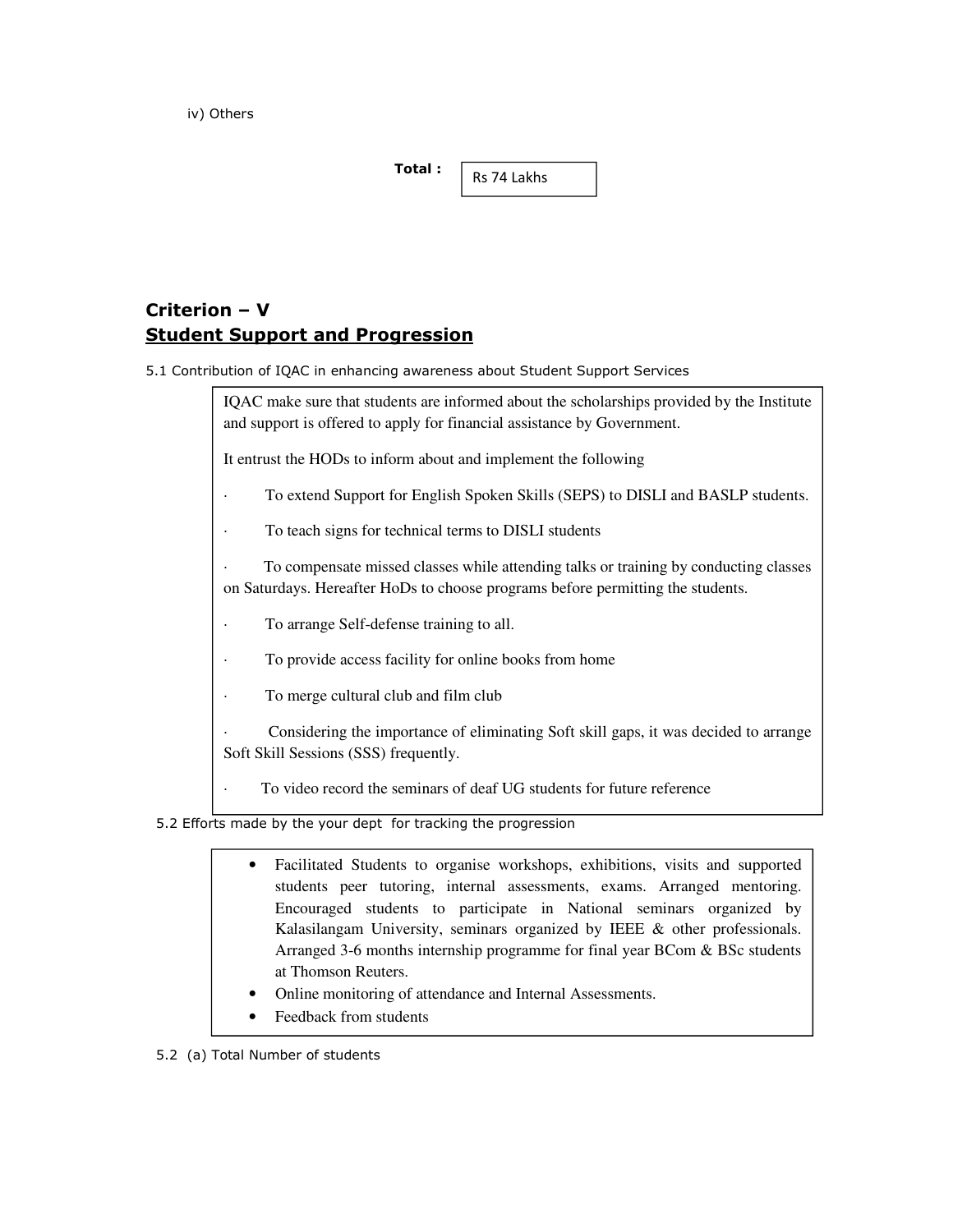iv) Others

**Total :** Rs 74 Lakhs

## Criterion – V

## Student Support and Progression

5.1 Contribution of IQAC in enhancing awareness about Student Support Services

IQAC make sure that students are informed about the scholarships provided by the Institute and support is offered to apply for financial assistance by Government.

It entrust the HODs to inform about and implement the following

- To extend Support for English Spoken Skills (SEPS) to DISLI and BASLP students.
- To teach signs for technical terms to DISLI students
- To compensate missed classes while attending talks or training by conducting classes on Saturdays. Hereafter HoDs to choose programs before permitting the students.
- To arrange Self-defense training to all.
- To provide access facility for online books from home
- To merge cultural club and film club
- Considering the importance of eliminating Soft skill gaps, it was decided to arrange Soft Skill Sessions (SSS) frequently.
- To video record the seminars of deaf UG students for future reference

5.2 Efforts made by the your dept for tracking the progression

- Facilitated Students to organise workshops, exhibitions, visits and supported students peer tutoring, internal assessments, exams. Arranged mentoring. Encouraged students to participate in National seminars organized by Kalasilangam University, seminars organized by IEEE & other professionals. Arranged 3-6 months internship programme for final year BCom & BSc students at Thomson Reuters.
- Online monitoring of attendance and Internal Assessments.
- Feedback from students

5.2 (a) Total Number of students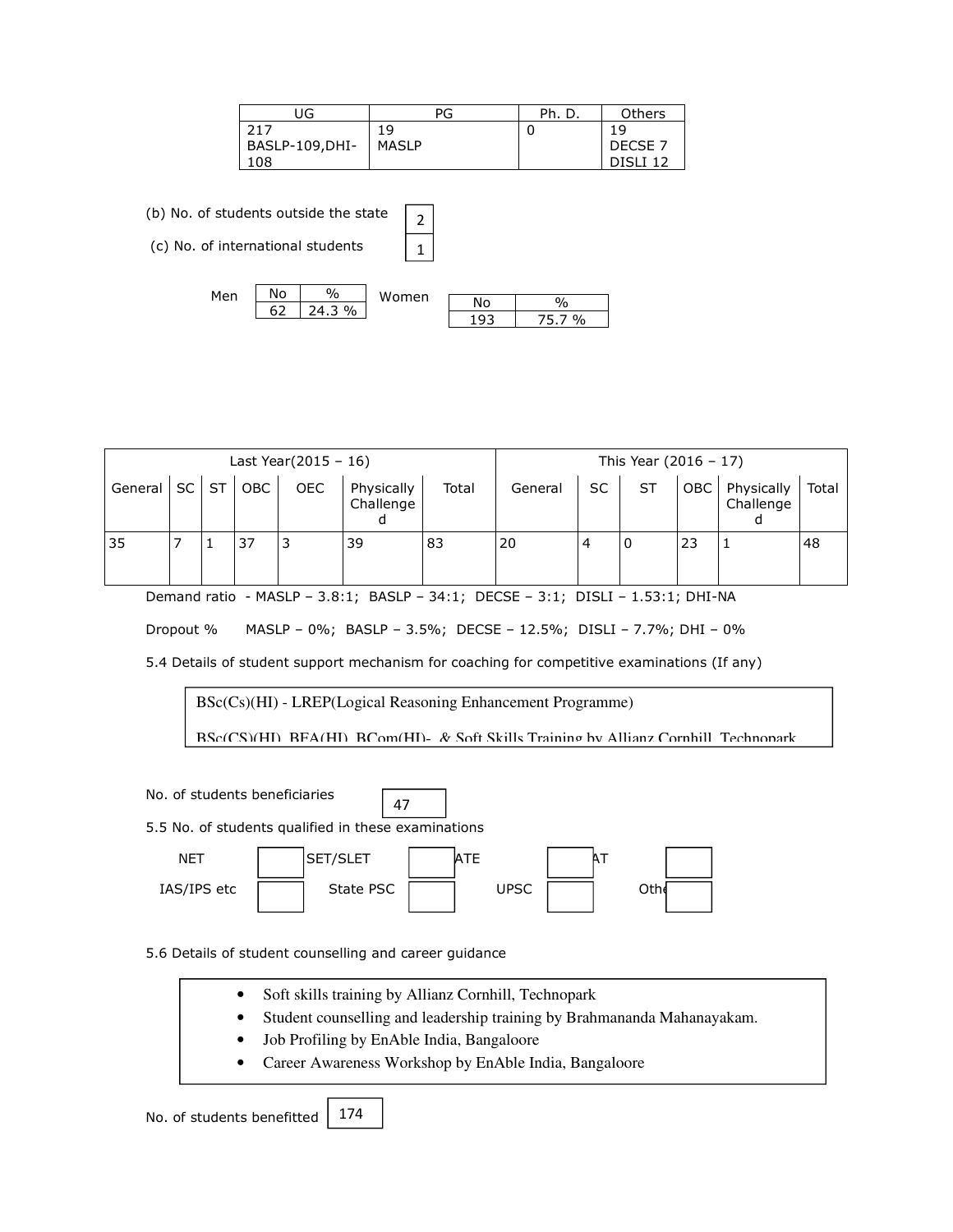| UG | PG | Ph. D. | Others |
|---|---|---|---|
| 217 BASLP-109,DHI-108 | 19 MASLP | 0 | 19 DECSE 7 DISLI 12 |

(b) No. of students outside the state | 2 |

(c) No. of international students | 1 |

Men

| No | % |
|---|---|
| 62 | 24.3 % |

Women

| No | % |
|---|---|
| 193 | 75.7 % |

| Last Year(2015 – 16) | | | | | | | This Year (2016 – 17) | | | | | |
|---|---|---|---|---|---|---|---|---|---|---|---|---|
| General | SC | ST | OBC | OEC | Physically Challenged | Total | General | SC | ST | OBC | Physically Challenged | Total |
| 35 | 7 | 1 | 37 | 3 | 39 | 83 | 20 | 4 | 0 | 23 | 1 | 48 |

Demand ratio - MASLP – 3.8:1; BASLP – 34:1; DECSE – 3:1; DISLI – 1.53:1; DHI-NA

Dropout % MASLP – 0%; BASLP – 3.5%; DECSE – 12.5%; DISLI – 7.7%; DHI – 0%

5.4 Details of student support mechanism for coaching for competitive examinations (If any)

BSc(Cs)(HI) - LREP(Logical Reasoning Enhancement Programme)

BSc(CS)(HI), BFA(HI), BCom(HI)- & Soft Skills Training by Allianz Cornhill, Technopark

No. of students beneficiaries | 47 |

5.5 No. of students qualified in these examinations

| NET | | SET/SLET | | GATE | | CAT | |
|---|---|---|---|---|---|---|---|
| IAS/IPS etc | | State PSC | | UPSC | | Others | |

5.6 Details of student counselling and career guidance

- Soft skills training by Allianz Cornhill, Technopark
- Student counselling and leadership training by Brahmananda Mahanayakam.
- Job Profiling by EnAble India, Bangaloore
- Career Awareness Workshop by EnAble India, Bangaloore

No. of students benefitted | 174 |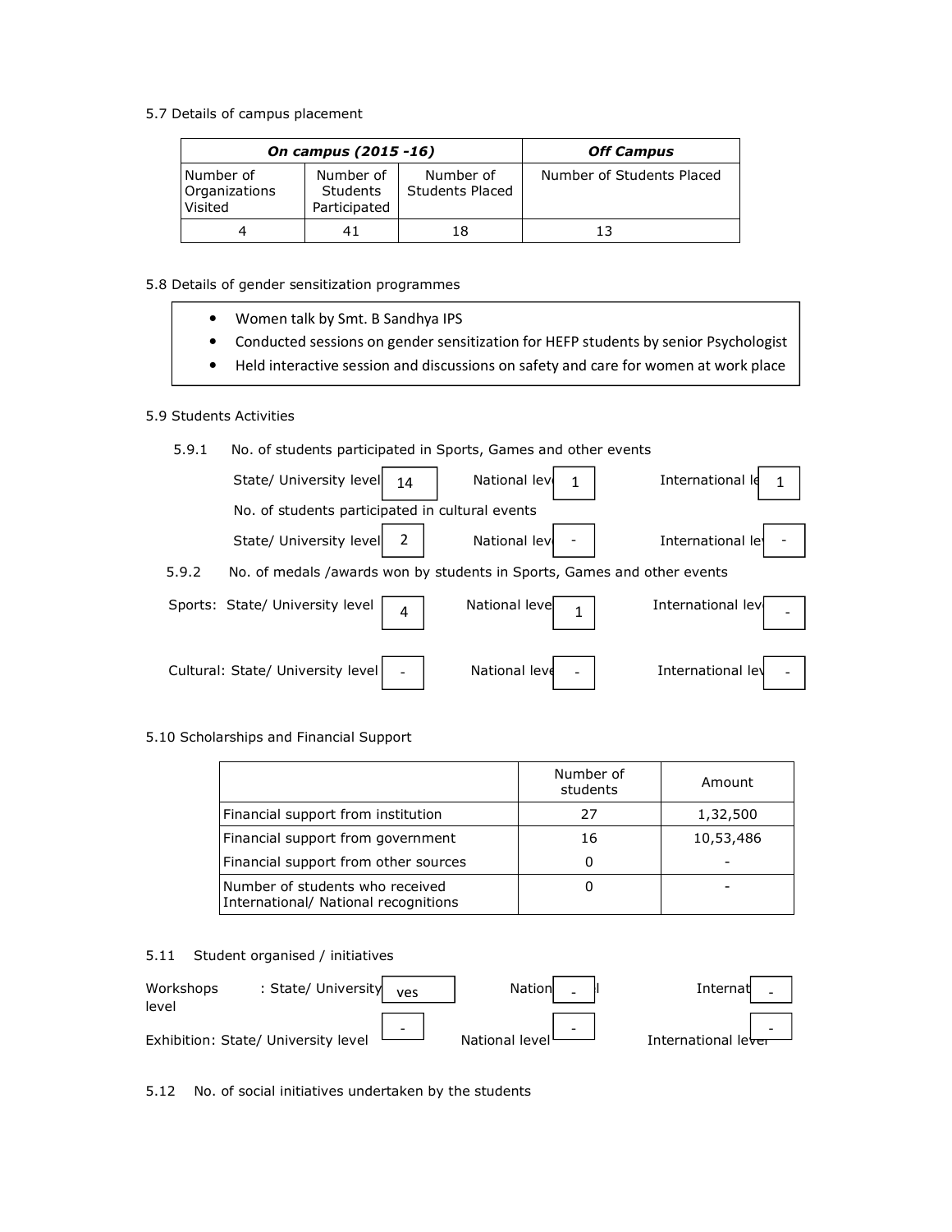5.7 Details of campus placement

| ***On campus (2015 -16)*** | | | ***Off Campus*** |
|---|---|---|---|
| Number of Organizations Visited | Number of Students Participated | Number of Students Placed | Number of Students Placed |
| 4 | 41 | 18 | 13 |

5.8 Details of gender sensitization programmes

- Women talk by Smt. B Sandhya IPS
- Conducted sessions on gender sensitization for HEFP students by senior Psychologist
- Held interactive session and discussions on safety and care for women at work place

5.9 Students Activities

5.9.1 No. of students participated in Sports, Games and other events

State/ University level 14 National level 1 International level 1

No. of students participated in cultural events

State/ University level 2 National level - International level -

5.9.2 No. of medals /awards won by students in Sports, Games and other events

Sports: State/ University level 4 National level 1 International level -

Cultural: State/ University level - National level - International level -

5.10 Scholarships and Financial Support

| | Number of students | Amount |
|---|---|---|
| Financial support from institution | 27 | 1,32,500 |
| Financial support from government | 16 | 10,53,486 |
| Financial support from other sources | 0 | - |
| Number of students who received International/ National recognitions | 0 | - |

5.11 Student organised / initiatives

Workshops : State/ University level yes National level - International level -

Exhibition: State/ University level - National level - International level -

5.12 No. of social initiatives undertaken by the students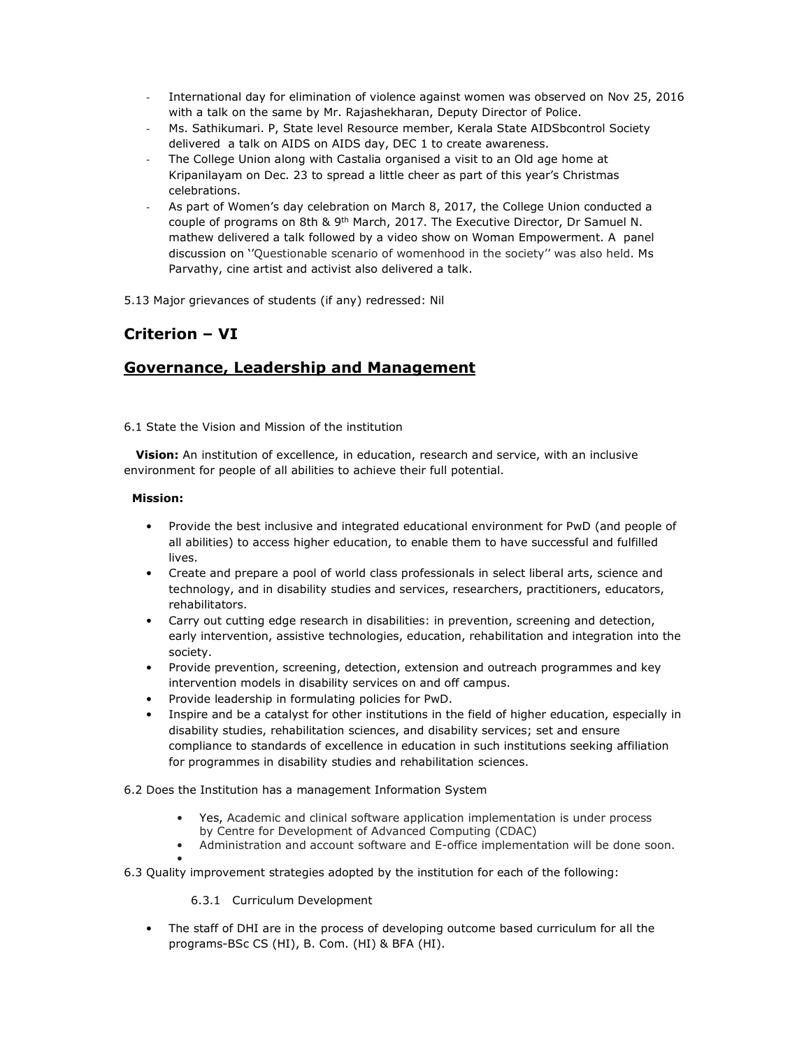- International day for elimination of violence against women was observed on Nov 25, 2016 with a talk on the same by Mr. Rajashekharan, Deputy Director of Police.
- Ms. Sathikumari. P, State level Resource member, Kerala State AIDSbcontrol Society delivered a talk on AIDS on AIDS day, DEC 1 to create awareness.
- The College Union along with Castalia organised a visit to an Old age home at Kripanilayam on Dec. 23 to spread a little cheer as part of this year's Christmas celebrations.
- As part of Women's day celebration on March 8, 2017, the College Union conducted a couple of programs on 8th & 9th March, 2017. The Executive Director, Dr Samuel N. mathew delivered a talk followed by a video show on Woman Empowerment. A panel discussion on ''Questionable scenario of womenhood in the society'' was also held. Ms Parvathy, cine artist and activist also delivered a talk.

5.13 Major grievances of students (if any) redressed: Nil

## Criterion – VI

## Governance, Leadership and Management

6.1 State the Vision and Mission of the institution

**Vision:** An institution of excellence, in education, research and service, with an inclusive environment for people of all abilities to achieve their full potential.

**Mission:**

- Provide the best inclusive and integrated educational environment for PwD (and people of all abilities) to access higher education, to enable them to have successful and fulfilled lives.
- Create and prepare a pool of world class professionals in select liberal arts, science and technology, and in disability studies and services, researchers, practitioners, educators, rehabilitators.
- Carry out cutting edge research in disabilities: in prevention, screening and detection, early intervention, assistive technologies, education, rehabilitation and integration into the society.
- Provide prevention, screening, detection, extension and outreach programmes and key intervention models in disability services on and off campus.
- Provide leadership in formulating policies for PwD.
- Inspire and be a catalyst for other institutions in the field of higher education, especially in disability studies, rehabilitation sciences, and disability services; set and ensure compliance to standards of excellence in education in such institutions seeking affiliation for programmes in disability studies and rehabilitation sciences.

6.2 Does the Institution has a management Information System

- Yes, Academic and clinical software application implementation is under process by Centre for Development of Advanced Computing (CDAC)
- Administration and account software and E-office implementation will be done soon.

6.3 Quality improvement strategies adopted by the institution for each of the following:

6.3.1 Curriculum Development

- The staff of DHI are in the process of developing outcome based curriculum for all the programs-BSc CS (HI), B. Com. (HI) & BFA (HI).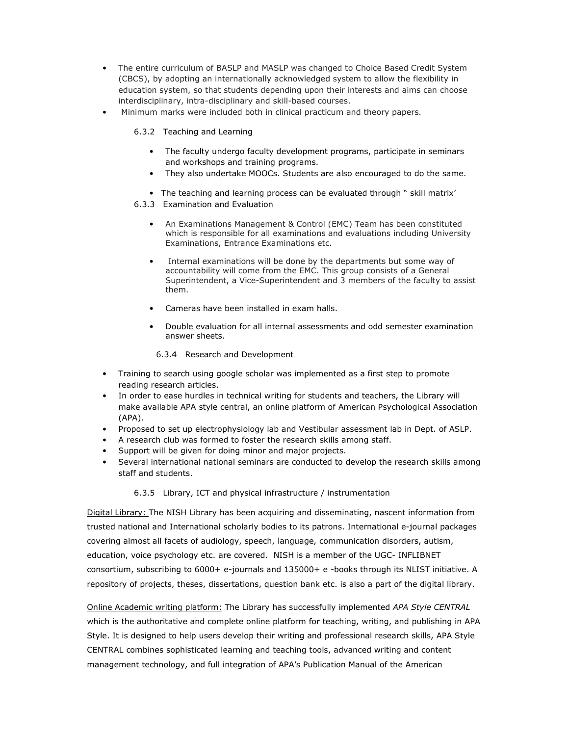- The entire curriculum of BASLP and MASLP was changed to Choice Based Credit System (CBCS), by adopting an internationally acknowledged system to allow the flexibility in education system, so that students depending upon their interests and aims can choose interdisciplinary, intra-disciplinary and skill-based courses.
- Minimum marks were included both in clinical practicum and theory papers.

6.3.2 Teaching and Learning

- The faculty undergo faculty development programs, participate in seminars and workshops and training programs.
- They also undertake MOOCs. Students are also encouraged to do the same.
- The teaching and learning process can be evaluated through " skill matrix'

6.3.3 Examination and Evaluation

- An Examinations Management & Control (EMC) Team has been constituted which is responsible for all examinations and evaluations including University Examinations, Entrance Examinations etc.
- Internal examinations will be done by the departments but some way of accountability will come from the EMC. This group consists of a General Superintendent, a Vice-Superintendent and 3 members of the faculty to assist them.
- Cameras have been installed in exam halls.
- Double evaluation for all internal assessments and odd semester examination answer sheets.

6.3.4 Research and Development

- Training to search using google scholar was implemented as a first step to promote reading research articles.
- In order to ease hurdles in technical writing for students and teachers, the Library will make available APA style central, an online platform of American Psychological Association (APA).
- Proposed to set up electrophysiology lab and Vestibular assessment lab in Dept. of ASLP.
- A research club was formed to foster the research skills among staff.
- Support will be given for doing minor and major projects.
- Several international national seminars are conducted to develop the research skills among staff and students.

6.3.5 Library, ICT and physical infrastructure / instrumentation

Digital Library: The NISH Library has been acquiring and disseminating, nascent information from trusted national and International scholarly bodies to its patrons. International e-journal packages covering almost all facets of audiology, speech, language, communication disorders, autism, education, voice psychology etc. are covered. NISH is a member of the UGC- INFLIBNET consortium, subscribing to 6000+ e-journals and 135000+ e -books through its NLIST initiative. A repository of projects, theses, dissertations, question bank etc. is also a part of the digital library.

Online Academic writing platform: The Library has successfully implemented *APA Style CENTRAL* which is the authoritative and complete online platform for teaching, writing, and publishing in APA Style. It is designed to help users develop their writing and professional research skills, APA Style CENTRAL combines sophisticated learning and teaching tools, advanced writing and content management technology, and full integration of APA's Publication Manual of the American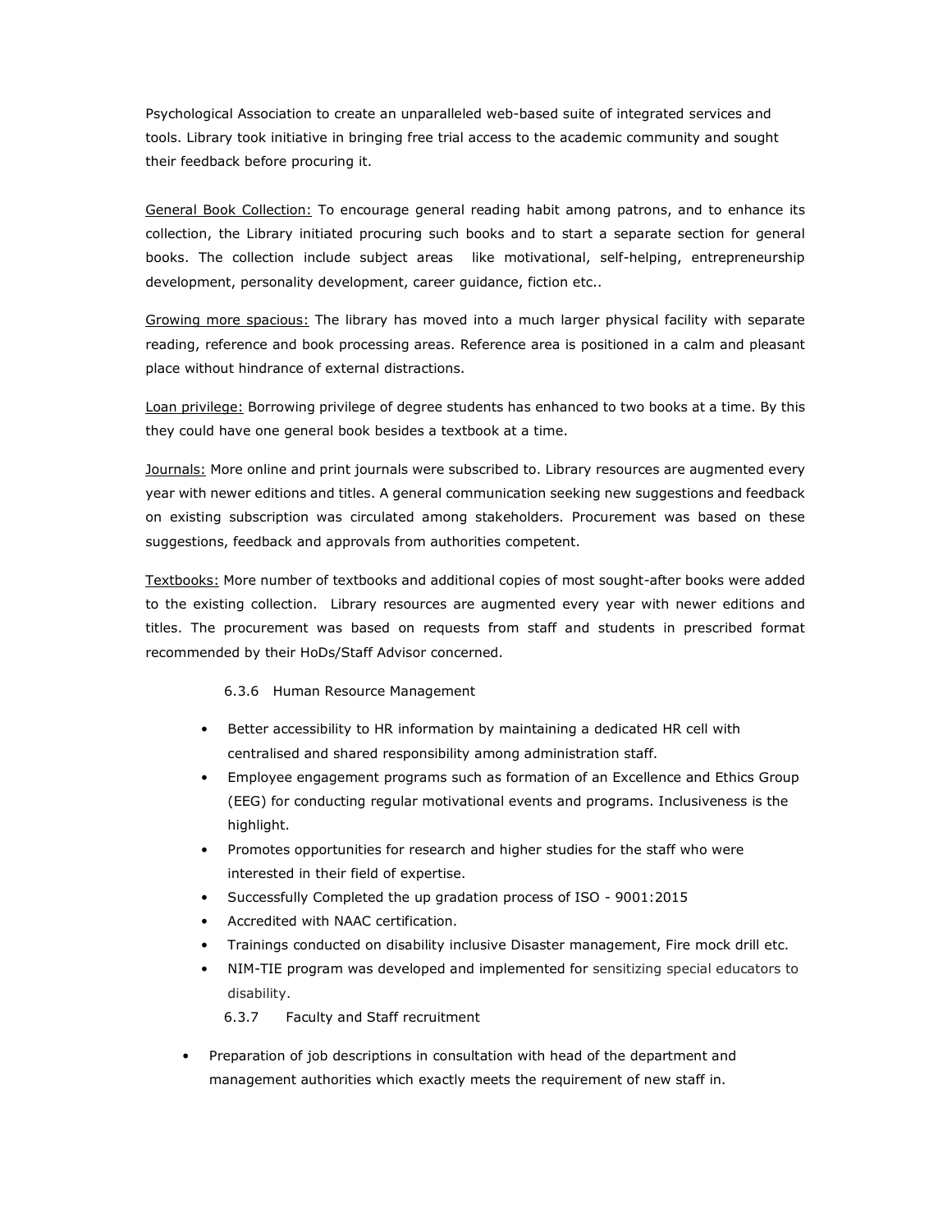Psychological Association to create an unparalleled web-based suite of integrated services and tools. Library took initiative in bringing free trial access to the academic community and sought their feedback before procuring it.

General Book Collection: To encourage general reading habit among patrons, and to enhance its collection, the Library initiated procuring such books and to start a separate section for general books. The collection include subject areas like motivational, self-helping, entrepreneurship development, personality development, career guidance, fiction etc..

Growing more spacious: The library has moved into a much larger physical facility with separate reading, reference and book processing areas. Reference area is positioned in a calm and pleasant place without hindrance of external distractions.

Loan privilege: Borrowing privilege of degree students has enhanced to two books at a time. By this they could have one general book besides a textbook at a time.

Journals: More online and print journals were subscribed to. Library resources are augmented every year with newer editions and titles. A general communication seeking new suggestions and feedback on existing subscription was circulated among stakeholders. Procurement was based on these suggestions, feedback and approvals from authorities competent.

Textbooks: More number of textbooks and additional copies of most sought-after books were added to the existing collection. Library resources are augmented every year with newer editions and titles. The procurement was based on requests from staff and students in prescribed format recommended by their HoDs/Staff Advisor concerned.

#### 6.3.6 Human Resource Management

- Better accessibility to HR information by maintaining a dedicated HR cell with centralised and shared responsibility among administration staff.
- Employee engagement programs such as formation of an Excellence and Ethics Group (EEG) for conducting regular motivational events and programs. Inclusiveness is the highlight.
- Promotes opportunities for research and higher studies for the staff who were interested in their field of expertise.
- Successfully Completed the up gradation process of ISO - 9001:2015
- Accredited with NAAC certification.
- Trainings conducted on disability inclusive Disaster management, Fire mock drill etc.
- NIM-TIE program was developed and implemented for sensitizing special educators to disability.

#### 6.3.7 Faculty and Staff recruitment

- Preparation of job descriptions in consultation with head of the department and management authorities which exactly meets the requirement of new staff in.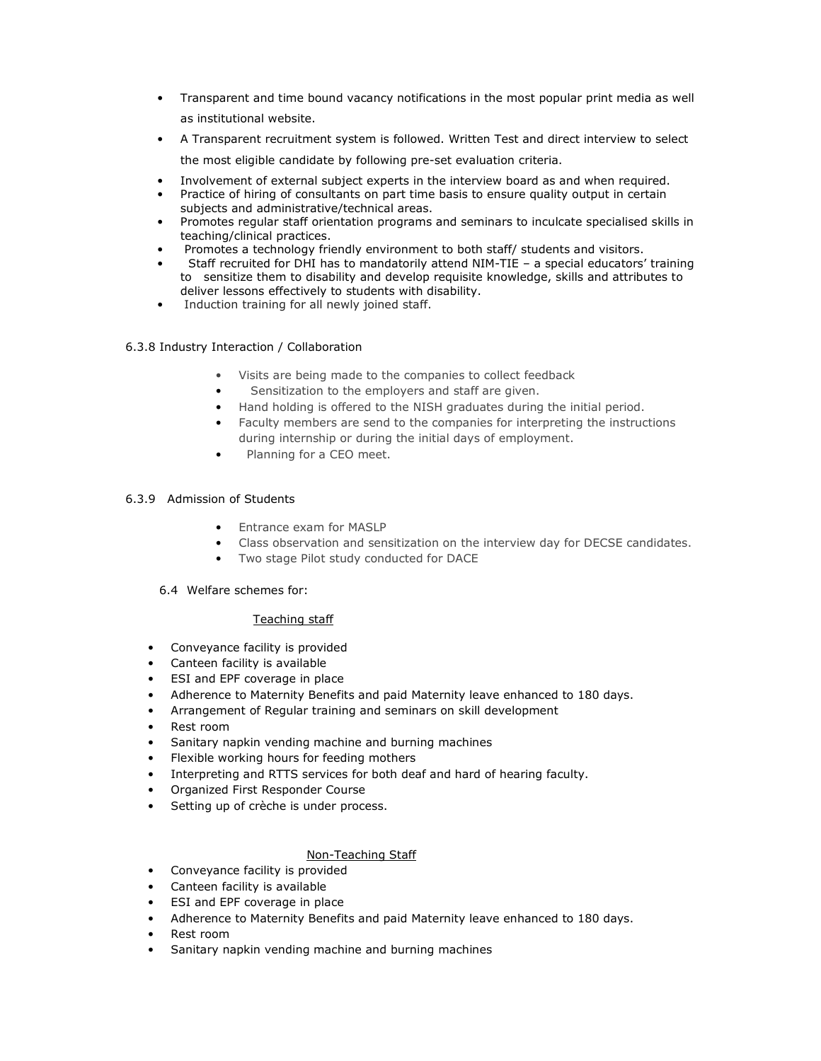- Transparent and time bound vacancy notifications in the most popular print media as well as institutional website.
- A Transparent recruitment system is followed. Written Test and direct interview to select the most eligible candidate by following pre-set evaluation criteria.
- Involvement of external subject experts in the interview board as and when required.
- Practice of hiring of consultants on part time basis to ensure quality output in certain subjects and administrative/technical areas.
- Promotes regular staff orientation programs and seminars to inculcate specialised skills in teaching/clinical practices.
- Promotes a technology friendly environment to both staff/ students and visitors.
- Staff recruited for DHI has to mandatorily attend NIM-TIE – a special educators' training to sensitize them to disability and develop requisite knowledge, skills and attributes to deliver lessons effectively to students with disability.
- Induction training for all newly joined staff.

6.3.8 Industry Interaction / Collaboration

- Visits are being made to the companies to collect feedback
- Sensitization to the employers and staff are given.
- Hand holding is offered to the NISH graduates during the initial period.
- Faculty members are send to the companies for interpreting the instructions during internship or during the initial days of employment.
- Planning for a CEO meet.

6.3.9 Admission of Students

- Entrance exam for MASLP
- Class observation and sensitization on the interview day for DECSE candidates.
- Two stage Pilot study conducted for DACE

6.4 Welfare schemes for:

Teaching staff

- Conveyance facility is provided
- Canteen facility is available
- ESI and EPF coverage in place
- Adherence to Maternity Benefits and paid Maternity leave enhanced to 180 days.
- Arrangement of Regular training and seminars on skill development
- Rest room
- Sanitary napkin vending machine and burning machines
- Flexible working hours for feeding mothers
- Interpreting and RTTS services for both deaf and hard of hearing faculty.
- Organized First Responder Course
- Setting up of crèche is under process.

Non-Teaching Staff

- Conveyance facility is provided
- Canteen facility is available
- ESI and EPF coverage in place
- Adherence to Maternity Benefits and paid Maternity leave enhanced to 180 days.
- Rest room
- Sanitary napkin vending machine and burning machines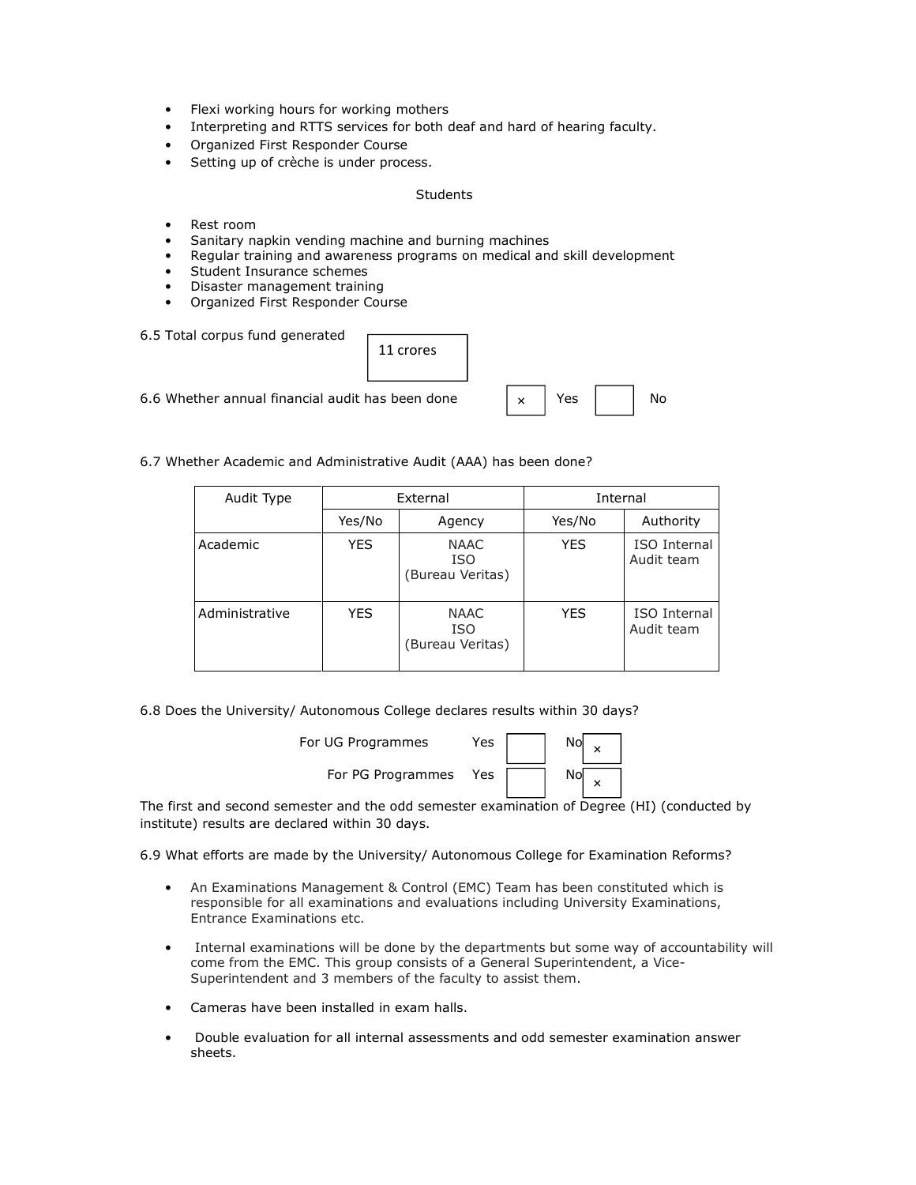- Flexi working hours for working mothers
- Interpreting and RTTS services for both deaf and hard of hearing faculty.
- Organized First Responder Course
- Setting up of crèche is under process.

Students

- Rest room
- Sanitary napkin vending machine and burning machines
- Regular training and awareness programs on medical and skill development
- Student Insurance schemes
- Disaster management training
- Organized First Responder Course

6.5 Total corpus fund generated: 11 crores

6.6 Whether annual financial audit has been done: [×] Yes [ ] No

6.7 Whether Academic and Administrative Audit (AAA) has been done?

| Audit Type | External | | Internal | |
|---|---|---|---|---|
| | Yes/No | Agency | Yes/No | Authority |
| Academic | YES | NAAC<br>ISO<br>(Bureau Veritas) | YES | ISO Internal Audit team |
| Administrative | YES | NAAC<br>ISO<br>(Bureau Veritas) | YES | ISO Internal Audit team |

6.8 Does the University/ Autonomous College declares results within 30 days?

For UG Programmes Yes [ ] No [×]

For PG Programmes Yes [ ] No [×]

The first and second semester and the odd semester examination of Degree (HI) (conducted by institute) results are declared within 30 days.

6.9 What efforts are made by the University/ Autonomous College for Examination Reforms?

- An Examinations Management & Control (EMC) Team has been constituted which is responsible for all examinations and evaluations including University Examinations, Entrance Examinations etc.
- Internal examinations will be done by the departments but some way of accountability will come from the EMC. This group consists of a General Superintendent, a Vice-Superintendent and 3 members of the faculty to assist them.
- Cameras have been installed in exam halls.
- Double evaluation for all internal assessments and odd semester examination answer sheets.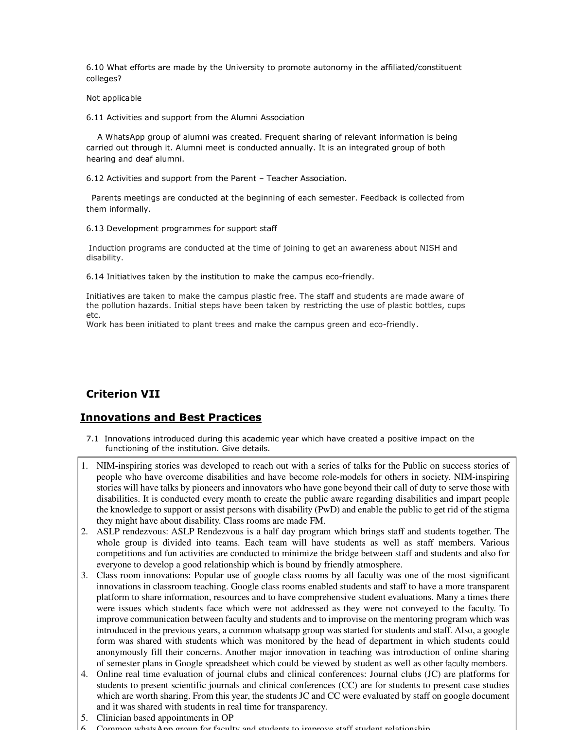6.10 What efforts are made by the University to promote autonomy in the affiliated/constituent colleges?

Not applicable

6.11 Activities and support from the Alumni Association

A WhatsApp group of alumni was created. Frequent sharing of relevant information is being carried out through it. Alumni meet is conducted annually. It is an integrated group of both hearing and deaf alumni.

6.12 Activities and support from the Parent – Teacher Association.

Parents meetings are conducted at the beginning of each semester. Feedback is collected from them informally.

6.13 Development programmes for support staff

Induction programs are conducted at the time of joining to get an awareness about NISH and disability.

6.14 Initiatives taken by the institution to make the campus eco-friendly.

Initiatives are taken to make the campus plastic free. The staff and students are made aware of the pollution hazards. Initial steps have been taken by restricting the use of plastic bottles, cups etc.
Work has been initiated to plant trees and make the campus green and eco-friendly.

## Criterion VII

## Innovations and Best Practices

7.1 Innovations introduced during this academic year which have created a positive impact on the functioning of the institution. Give details.

1. NIM-inspiring stories was developed to reach out with a series of talks for the Public on success stories of people who have overcome disabilities and have become role-models for others in society. NIM-inspiring stories will have talks by pioneers and innovators who have gone beyond their call of duty to serve those with disabilities. It is conducted every month to create the public aware regarding disabilities and impart people the knowledge to support or assist persons with disability (PwD) and enable the public to get rid of the stigma they might have about disability. Class rooms are made FM.
2. ASLP rendezvous: ASLP Rendezvous is a half day program which brings staff and students together. The whole group is divided into teams. Each team will have students as well as staff members. Various competitions and fun activities are conducted to minimize the bridge between staff and students and also for everyone to develop a good relationship which is bound by friendly atmosphere.
3. Class room innovations: Popular use of google class rooms by all faculty was one of the most significant innovations in classroom teaching. Google class rooms enabled students and staff to have a more transparent platform to share information, resources and to have comprehensive student evaluations. Many a times there were issues which students face which were not addressed as they were not conveyed to the faculty. To improve communication between faculty and students and to improvise on the mentoring program which was introduced in the previous years, a common whatsapp group was started for students and staff. Also, a google form was shared with students which was monitored by the head of department in which students could anonymously fill their concerns. Another major innovation in teaching was introduction of online sharing of semester plans in Google spreadsheet which could be viewed by student as well as other faculty members.
4. Online real time evaluation of journal clubs and clinical conferences: Journal clubs (JC) are platforms for students to present scientific journals and clinical conferences (CC) are for students to present case studies which are worth sharing. From this year, the students JC and CC were evaluated by staff on google document and it was shared with students in real time for transparency.
5. Clinician based appointments in OP
6. Common whatsApp group for faculty and students to improve staff student relationship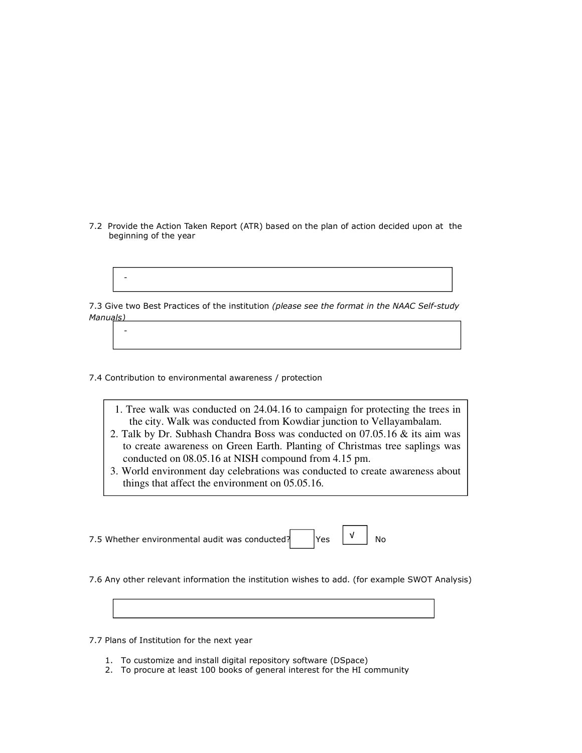7.2 Provide the Action Taken Report (ATR) based on the plan of action decided upon at the beginning of the year

-

7.3 Give two Best Practices of the institution *(please see the format in the NAAC Self-study Manuals)*

-

7.4 Contribution to environmental awareness / protection

1. Tree walk was conducted on 24.04.16 to campaign for protecting the trees in the city. Walk was conducted from Kowdiar junction to Vellayambalam.
2. Talk by Dr. Subhash Chandra Boss was conducted on 07.05.16 & its aim was to create awareness on Green Earth. Planting of Christmas tree saplings was conducted on 08.05.16 at NISH compound from 4.15 pm.
3. World environment day celebrations was conducted to create awareness about things that affect the environment on 05.05.16.

7.5 Whether environmental audit was conducted? Yes [ ] No [√]

7.6 Any other relevant information the institution wishes to add. (for example SWOT Analysis)

7.7 Plans of Institution for the next year

1. To customize and install digital repository software (DSpace)
2. To procure at least 100 books of general interest for the HI community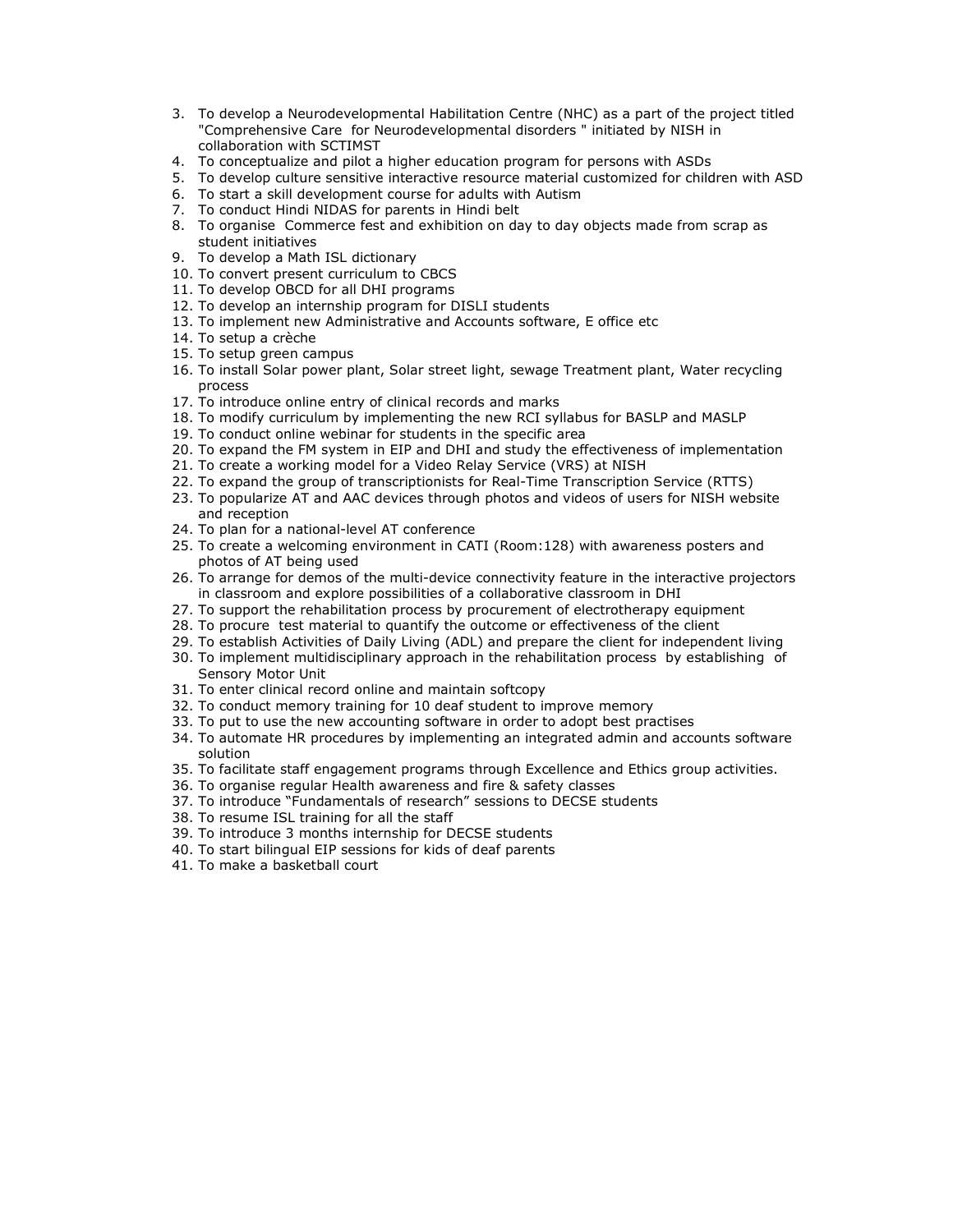3. To develop a Neurodevelopmental Habilitation Centre (NHC) as a part of the project titled "Comprehensive Care  for Neurodevelopmental disorders " initiated by NISH in collaboration with SCTIMST
4. To conceptualize and pilot a higher education program for persons with ASDs
5. To develop culture sensitive interactive resource material customized for children with ASD
6. To start a skill development course for adults with Autism
7. To conduct Hindi NIDAS for parents in Hindi belt
8. To organise  Commerce fest and exhibition on day to day objects made from scrap as student initiatives
9. To develop a Math ISL dictionary
10. To convert present curriculum to CBCS
11. To develop OBCD for all DHI programs
12. To develop an internship program for DISLI students
13. To implement new Administrative and Accounts software, E office etc
14. To setup a crèche
15. To setup green campus
16. To install Solar power plant, Solar street light, sewage Treatment plant, Water recycling process
17. To introduce online entry of clinical records and marks
18. To modify curriculum by implementing the new RCI syllabus for BASLP and MASLP
19. To conduct online webinar for students in the specific area
20. To expand the FM system in EIP and DHI and study the effectiveness of implementation
21. To create a working model for a Video Relay Service (VRS) at NISH
22. To expand the group of transcriptionists for Real-Time Transcription Service (RTTS)
23. To popularize AT and AAC devices through photos and videos of users for NISH website and reception
24. To plan for a national-level AT conference
25. To create a welcoming environment in CATI (Room:128) with awareness posters and photos of AT being used
26. To arrange for demos of the multi-device connectivity feature in the interactive projectors in classroom and explore possibilities of a collaborative classroom in DHI
27. To support the rehabilitation process by procurement of electrotherapy equipment
28. To procure  test material to quantify the outcome or effectiveness of the client
29. To establish Activities of Daily Living (ADL) and prepare the client for independent living
30. To implement multidisciplinary approach in the rehabilitation process  by establishing  of Sensory Motor Unit
31. To enter clinical record online and maintain softcopy
32. To conduct memory training for 10 deaf student to improve memory
33. To put to use the new accounting software in order to adopt best practises
34. To automate HR procedures by implementing an integrated admin and accounts software solution
35. To facilitate staff engagement programs through Excellence and Ethics group activities.
36. To organise regular Health awareness and fire & safety classes
37. To introduce "Fundamentals of research" sessions to DECSE students
38. To resume ISL training for all the staff
39. To introduce 3 months internship for DECSE students
40. To start bilingual EIP sessions for kids of deaf parents
41. To make a basketball court